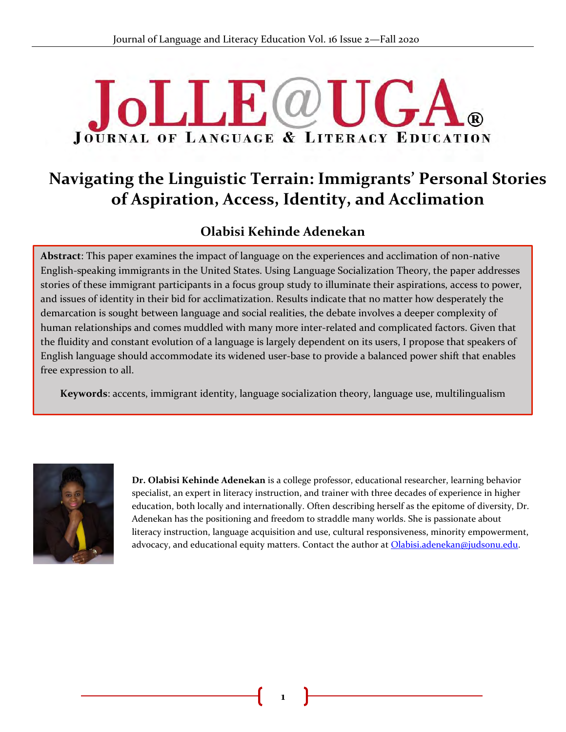# Navigating the Linguistic Terrain: Immigrants' Personal Stories of Aspiration, Access, Identity, and Acclimation

## Olabisi Kehinde Adenekan

**Abstract**: This paper examines the impact of language on the experiences and acclimation of non-native English-speaking immigrants in the United States. Using Language Socialization Theory, the paper addresses stories of these immigrant participants in a focus group study to illuminate their aspirations, access to power, and issues of identity in their bid for acclimatization. Results indicate that no matter how desperately the demarcation is sought between language and social realities, the debate involves a deeper complexity of human relationships and comes muddled with many more inter-related and complicated factors. Given that the fluidity and constant evolution of a language is largely dependent on its users, I propose that speakers of English language should accommodate its widened user-base to provide a balanced power shift that enables free expression to all.

**Keywords**: accents, immigrant identity, language socialization theory, language use, multilingualism

**Dr. Olabisi Kehinde Adenekan** is a college professor, educational researcher, learning behavior specialist, an expert in literacy instruction, and trainer with three decades of experience in higher education, both locally and internationally. Often describing herself as the epitome of diversity, Dr. Adenekan has the positioning and freedom to straddle many worlds. She is passionate about literacy instruction, language acquisition and use, cultural responsiveness, minority empowerment, advocacy, and educational equity matters. Contact the author at Olabisi.adenekan@judsonu.edu.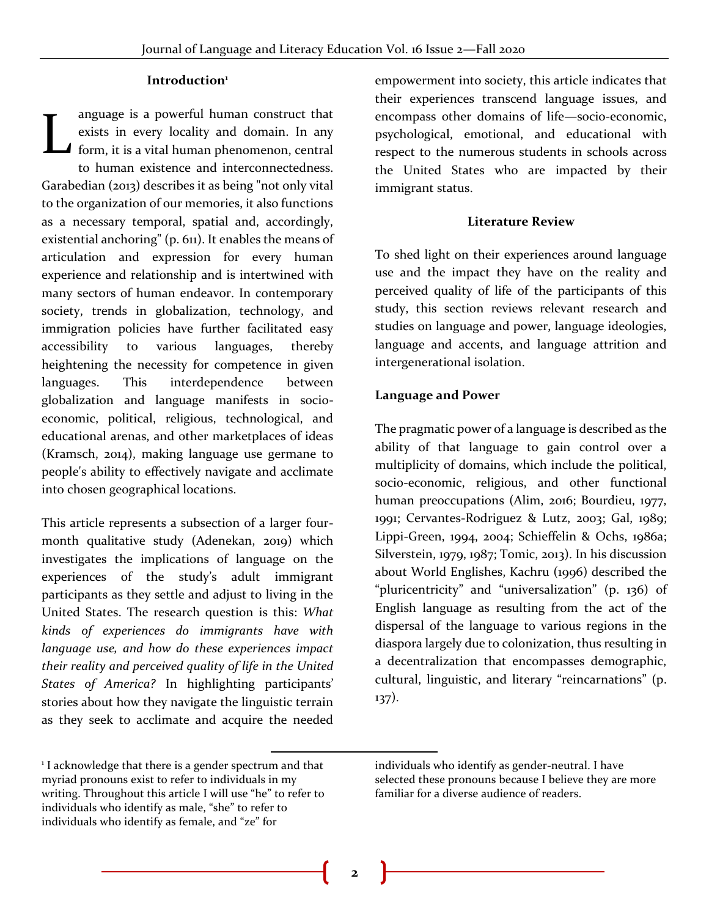## Introduction[1]

Language is a powerful human construct that exists in every locality and domain. In any form, it is a vital human phenomenon, central to human existence and interconnectedness. Garabedian (2013) describes it as being "not only vital to the organization of our memories, it also functions as a necessary temporal, spatial and, accordingly, existential anchoring" (p. 611). It enables the means of articulation and expression for every human experience and relationship and is intertwined with many sectors of human endeavor. In contemporary society, trends in globalization, technology, and immigration policies have further facilitated easy accessibility to various languages, thereby heightening the necessity for competence in given languages. This interdependence between globalization and language manifests in socio-economic, political, religious, technological, and educational arenas, and other marketplaces of ideas (Kramsch, 2014), making language use germane to people's ability to effectively navigate and acclimate into chosen geographical locations.

This article represents a subsection of a larger four-month qualitative study (Adenekan, 2019) which investigates the implications of language on the experiences of the study's adult immigrant participants as they settle and adjust to living in the United States. The research question is this: *What kinds of experiences do immigrants have with language use, and how do these experiences impact their reality and perceived quality of life in the United States of America?* In highlighting participants' stories about how they navigate the linguistic terrain as they seek to acclimate and acquire the needed empowerment into society, this article indicates that their experiences transcend language issues, and encompass other domains of life—socio-economic, psychological, emotional, and educational with respect to the numerous students in schools across the United States who are impacted by their immigrant status.

## Literature Review

To shed light on their experiences around language use and the impact they have on the reality and perceived quality of life of the participants of this study, this section reviews relevant research and studies on language and power, language ideologies, language and accents, and language attrition and intergenerational isolation.

### Language and Power

The pragmatic power of a language is described as the ability of that language to gain control over a multiplicity of domains, which include the political, socio-economic, religious, and other functional human preoccupations (Alim, 2016; Bourdieu, 1977, 1991; Cervantes-Rodriguez & Lutz, 2003; Gal, 1989; Lippi-Green, 1994, 2004; Schieffelin & Ochs, 1986a; Silverstein, 1979, 1987; Tomic, 2013). In his discussion about World Englishes, Kachru (1996) described the "pluricentricity" and "universalization" (p. 136) of English language as resulting from the act of the dispersal of the language to various regions in the diaspora largely due to colonization, thus resulting in a decentralization that encompasses demographic, cultural, linguistic, and literary "reincarnations" (p. 137).

---

[1] I acknowledge that there is a gender spectrum and that myriad pronouns exist to refer to individuals in my writing. Throughout this article I will use "he" to refer to individuals who identify as male, "she" to refer to individuals who identify as female, and "ze" for individuals who identify as gender-neutral. I have selected these pronouns because I believe they are more familiar for a diverse audience of readers.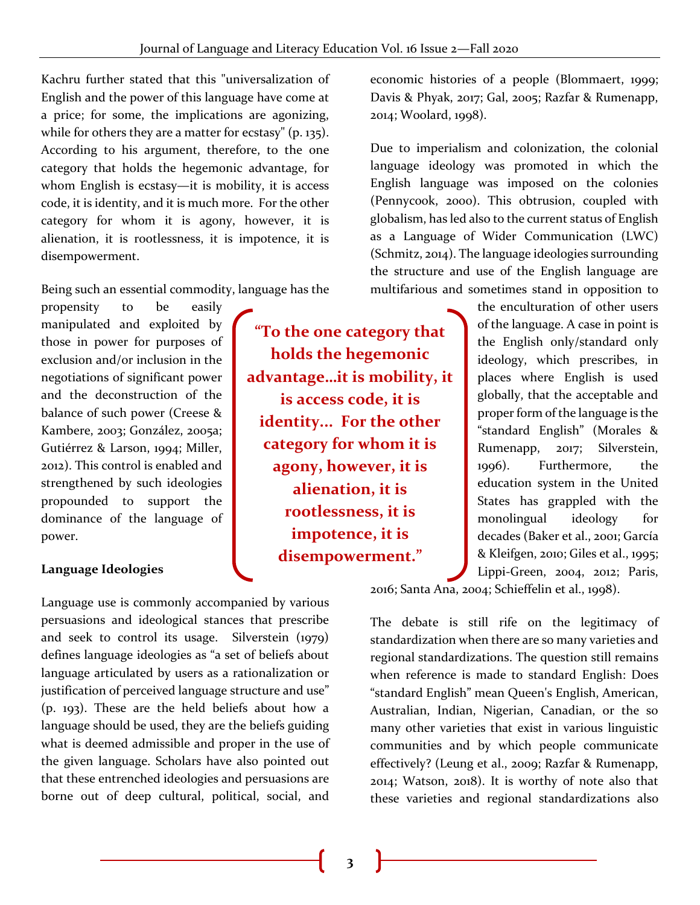Kachru further stated that this "universalization of English and the power of this language have come at a price; for some, the implications are agonizing, while for others they are a matter for ecstasy" (p. 135). According to his argument, therefore, to the one category that holds the hegemonic advantage, for whom English is ecstasy—it is mobility, it is access code, it is identity, and it is much more. For the other category for whom it is agony, however, it is alienation, it is rootlessness, it is impotence, it is disempowerment.

Being such an essential commodity, language has the propensity to be easily manipulated and exploited by those in power for purposes of exclusion and/or inclusion in the negotiations of significant power and the deconstruction of the balance of such power (Creese & Kambere, 2003; González, 2005a; Gutiérrez & Larson, 1994; Miller, 2012). This control is enabled and strengthened by such ideologies propounded to support the dominance of the language of power.

> **"To the one category that holds the hegemonic advantage...it is mobility, it is access code, it is identity... For the other category for whom it is agony, however, it is alienation, it is rootlessness, it is impotence, it is disempowerment."**

**Language Ideologies**

Language use is commonly accompanied by various persuasions and ideological stances that prescribe and seek to control its usage. Silverstein (1979) defines language ideologies as "a set of beliefs about language articulated by users as a rationalization or justification of perceived language structure and use" (p. 193). These are the held beliefs about how a language should be used, they are the beliefs guiding what is deemed admissible and proper in the use of the given language. Scholars have also pointed out that these entrenched ideologies and persuasions are borne out of deep cultural, political, social, and economic histories of a people (Blommaert, 1999; Davis & Phyak, 2017; Gal, 2005; Razfar & Rumenapp, 2014; Woolard, 1998).

Due to imperialism and colonization, the colonial language ideology was promoted in which the English language was imposed on the colonies (Pennycook, 2000). This obtrusion, coupled with globalism, has led also to the current status of English as a Language of Wider Communication (LWC) (Schmitz, 2014). The language ideologies surrounding the structure and use of the English language are multifarious and sometimes stand in opposition to the enculturation of other users of the language. A case in point is the English only/standard only ideology, which prescribes, in places where English is used globally, that the acceptable and proper form of the language is the "standard English" (Morales & Rumenapp, 2017; Silverstein, 1996). Furthermore, the education system in the United States has grappled with the monolingual ideology for decades (Baker et al., 2001; García & Kleifgen, 2010; Giles et al., 1995; Lippi-Green, 2004, 2012; Paris, 2016; Santa Ana, 2004; Schieffelin et al., 1998).

The debate is still rife on the legitimacy of standardization when there are so many varieties and regional standardizations. The question still remains when reference is made to standard English: Does "standard English" mean Queen's English, American, Australian, Indian, Nigerian, Canadian, or the so many other varieties that exist in various linguistic communities and by which people communicate effectively? (Leung et al., 2009; Razfar & Rumenapp, 2014; Watson, 2018). It is worthy of note also that these varieties and regional standardizations also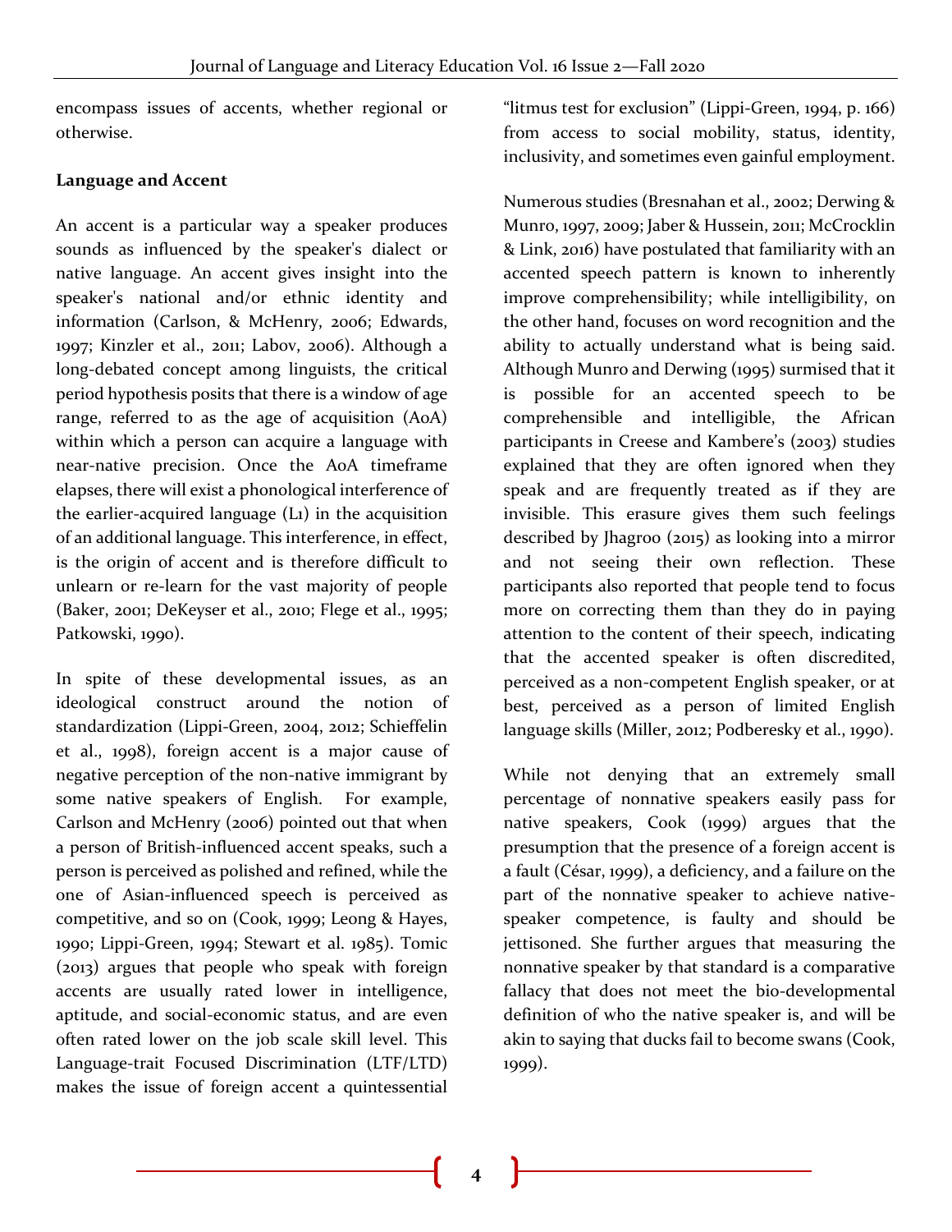encompass issues of accents, whether regional or otherwise.

**Language and Accent**

An accent is a particular way a speaker produces sounds as influenced by the speaker's dialect or native language. An accent gives insight into the speaker's national and/or ethnic identity and information (Carlson, & McHenry, 2006; Edwards, 1997; Kinzler et al., 2011; Labov, 2006). Although a long-debated concept among linguists, the critical period hypothesis posits that there is a window of age range, referred to as the age of acquisition (AoA) within which a person can acquire a language with near-native precision. Once the AoA timeframe elapses, there will exist a phonological interference of the earlier-acquired language (L1) in the acquisition of an additional language. This interference, in effect, is the origin of accent and is therefore difficult to unlearn or re-learn for the vast majority of people (Baker, 2001; DeKeyser et al., 2010; Flege et al., 1995; Patkowski, 1990).

In spite of these developmental issues, as an ideological construct around the notion of standardization (Lippi-Green, 2004, 2012; Schieffelin et al., 1998), foreign accent is a major cause of negative perception of the non-native immigrant by some native speakers of English. For example, Carlson and McHenry (2006) pointed out that when a person of British-influenced accent speaks, such a person is perceived as polished and refined, while the one of Asian-influenced speech is perceived as competitive, and so on (Cook, 1999; Leong & Hayes, 1990; Lippi-Green, 1994; Stewart et al. 1985). Tomic (2013) argues that people who speak with foreign accents are usually rated lower in intelligence, aptitude, and social-economic status, and are even often rated lower on the job scale skill level. This Language-trait Focused Discrimination (LTF/LTD) makes the issue of foreign accent a quintessential "litmus test for exclusion" (Lippi-Green, 1994, p. 166) from access to social mobility, status, identity, inclusivity, and sometimes even gainful employment.

Numerous studies (Bresnahan et al., 2002; Derwing & Munro, 1997, 2009; Jaber & Hussein, 2011; McCrocklin & Link, 2016) have postulated that familiarity with an accented speech pattern is known to inherently improve comprehensibility; while intelligibility, on the other hand, focuses on word recognition and the ability to actually understand what is being said. Although Munro and Derwing (1995) surmised that it is possible for an accented speech to be comprehensible and intelligible, the African participants in Creese and Kambere's (2003) studies explained that they are often ignored when they speak and are frequently treated as if they are invisible. This erasure gives them such feelings described by Jhagroo (2015) as looking into a mirror and not seeing their own reflection. These participants also reported that people tend to focus more on correcting them than they do in paying attention to the content of their speech, indicating that the accented speaker is often discredited, perceived as a non-competent English speaker, or at best, perceived as a person of limited English language skills (Miller, 2012; Podberesky et al., 1990).

While not denying that an extremely small percentage of nonnative speakers easily pass for native speakers, Cook (1999) argues that the presumption that the presence of a foreign accent is a fault (César, 1999), a deficiency, and a failure on the part of the nonnative speaker to achieve native-speaker competence, is faulty and should be jettisoned. She further argues that measuring the nonnative speaker by that standard is a comparative fallacy that does not meet the bio-developmental definition of who the native speaker is, and will be akin to saying that ducks fail to become swans (Cook, 1999).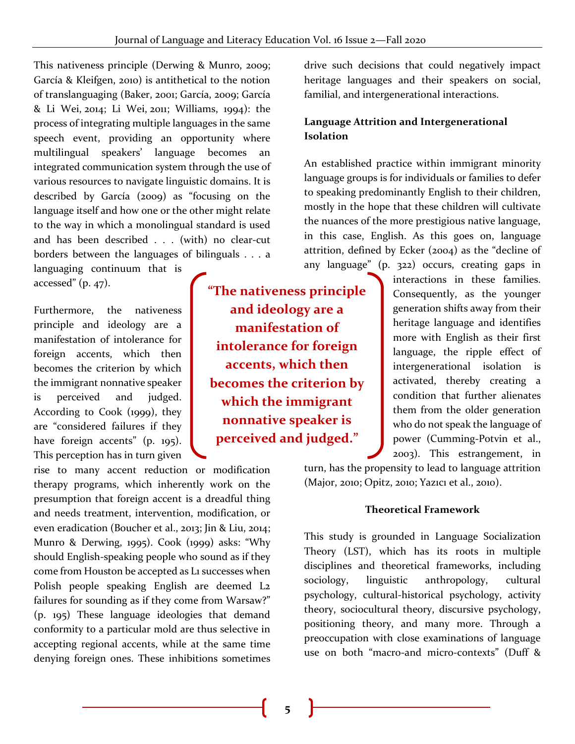This nativeness principle (Derwing & Munro, 2009; García & Kleifgen, 2010) is antithetical to the notion of translanguaging (Baker, 2001; García, 2009; García & Li Wei, 2014; Li Wei, 2011; Williams, 1994): the process of integrating multiple languages in the same speech event, providing an opportunity where multilingual speakers' language becomes an integrated communication system through the use of various resources to navigate linguistic domains. It is described by García (2009) as "focusing on the language itself and how one or the other might relate to the way in which a monolingual standard is used and has been described . . . (with) no clear-cut borders between the languages of bilinguals . . . a languaging continuum that is accessed" (p. 47).

Furthermore, the nativeness principle and ideology are a manifestation of intolerance for foreign accents, which then becomes the criterion by which the immigrant nonnative speaker is perceived and judged. According to Cook (1999), they are "considered failures if they have foreign accents" (p. 195). This perception has in turn given rise to many accent reduction or modification therapy programs, which inherently work on the presumption that foreign accent is a dreadful thing and needs treatment, intervention, modification, or even eradication (Boucher et al., 2013; Jin & Liu, 2014; Munro & Derwing, 1995). Cook (1999) asks: "Why should English-speaking people who sound as if they come from Houston be accepted as L1 successes when Polish people speaking English are deemed L2 failures for sounding as if they come from Warsaw?" (p. 195) These language ideologies that demand conformity to a particular mold are thus selective in accepting regional accents, while at the same time denying foreign ones. These inhibitions sometimes drive such decisions that could negatively impact heritage languages and their speakers on social, familial, and intergenerational interactions.

> **"The nativeness principle and ideology are a manifestation of intolerance for foreign accents, which then becomes the criterion by which the immigrant nonnative speaker is perceived and judged."**

### Language Attrition and Intergenerational Isolation

An established practice within immigrant minority language groups is for individuals or families to defer to speaking predominantly English to their children, mostly in the hope that these children will cultivate the nuances of the more prestigious native language, in this case, English. As this goes on, language attrition, defined by Ecker (2004) as the "decline of any language" (p. 322) occurs, creating gaps in interactions in these families. Consequently, as the younger generation shifts away from their heritage language and identifies more with English as their first language, the ripple effect of intergenerational isolation is activated, thereby creating a condition that further alienates them from the older generation who do not speak the language of power (Cumming-Potvin et al., 2003). This estrangement, in turn, has the propensity to lead to language attrition (Major, 2010; Opitz, 2010; Yazıcı et al., 2010).

## Theoretical Framework

This study is grounded in Language Socialization Theory (LST), which has its roots in multiple disciplines and theoretical frameworks, including sociology, linguistic anthropology, cultural psychology, cultural-historical psychology, activity theory, sociocultural theory, discursive psychology, positioning theory, and many more. Through a preoccupation with close examinations of language use on both "macro-and micro-contexts" (Duff &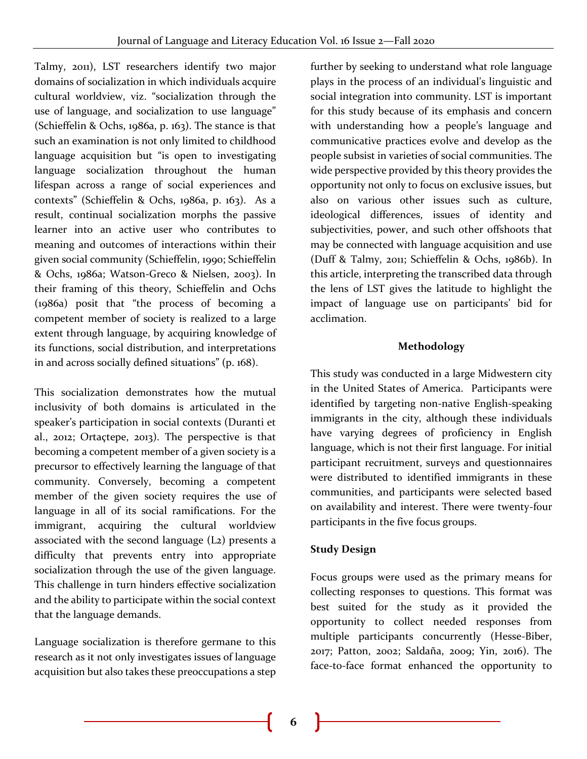Talmy, 2011), LST researchers identify two major domains of socialization in which individuals acquire cultural worldview, viz. "socialization through the use of language, and socialization to use language" (Schieffelin & Ochs, 1986a, p. 163). The stance is that such an examination is not only limited to childhood language acquisition but "is open to investigating language socialization throughout the human lifespan across a range of social experiences and contexts" (Schieffelin & Ochs, 1986a, p. 163). As a result, continual socialization morphs the passive learner into an active user who contributes to meaning and outcomes of interactions within their given social community (Schieffelin, 1990; Schieffelin & Ochs, 1986a; Watson-Greco & Nielsen, 2003). In their framing of this theory, Schieffelin and Ochs (1986a) posit that "the process of becoming a competent member of society is realized to a large extent through language, by acquiring knowledge of its functions, social distribution, and interpretations in and across socially defined situations" (p. 168).

This socialization demonstrates how the mutual inclusivity of both domains is articulated in the speaker's participation in social contexts (Duranti et al., 2012; Ortaçtepe, 2013). The perspective is that becoming a competent member of a given society is a precursor to effectively learning the language of that community. Conversely, becoming a competent member of the given society requires the use of language in all of its social ramifications. For the immigrant, acquiring the cultural worldview associated with the second language (L2) presents a difficulty that prevents entry into appropriate socialization through the use of the given language. This challenge in turn hinders effective socialization and the ability to participate within the social context that the language demands.

Language socialization is therefore germane to this research as it not only investigates issues of language acquisition but also takes these preoccupations a step further by seeking to understand what role language plays in the process of an individual's linguistic and social integration into community. LST is important for this study because of its emphasis and concern with understanding how a people's language and communicative practices evolve and develop as the people subsist in varieties of social communities. The wide perspective provided by this theory provides the opportunity not only to focus on exclusive issues, but also on various other issues such as culture, ideological differences, issues of identity and subjectivities, power, and such other offshoots that may be connected with language acquisition and use (Duff & Talmy, 2011; Schieffelin & Ochs, 1986b). In this article, interpreting the transcribed data through the lens of LST gives the latitude to highlight the impact of language use on participants' bid for acclimation.

## Methodology

This study was conducted in a large Midwestern city in the United States of America. Participants were identified by targeting non-native English-speaking immigrants in the city, although these individuals have varying degrees of proficiency in English language, which is not their first language. For initial participant recruitment, surveys and questionnaires were distributed to identified immigrants in these communities, and participants were selected based on availability and interest. There were twenty-four participants in the five focus groups.

### Study Design

Focus groups were used as the primary means for collecting responses to questions. This format was best suited for the study as it provided the opportunity to collect needed responses from multiple participants concurrently (Hesse-Biber, 2017; Patton, 2002; Saldaña, 2009; Yin, 2016). The face-to-face format enhanced the opportunity to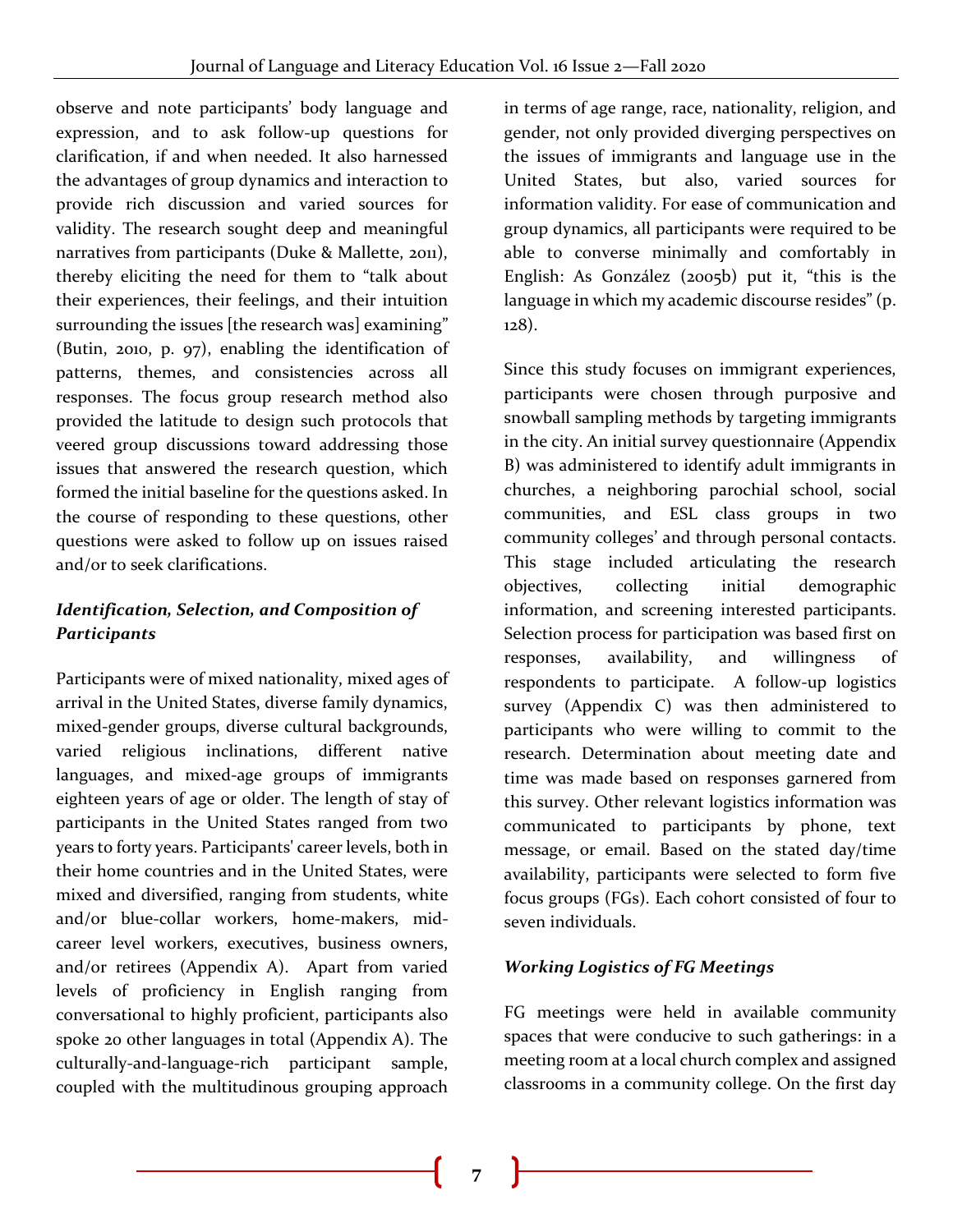observe and note participants' body language and expression, and to ask follow-up questions for clarification, if and when needed. It also harnessed the advantages of group dynamics and interaction to provide rich discussion and varied sources for validity. The research sought deep and meaningful narratives from participants (Duke & Mallette, 2011), thereby eliciting the need for them to "talk about their experiences, their feelings, and their intuition surrounding the issues [the research was] examining" (Butin, 2010, p. 97), enabling the identification of patterns, themes, and consistencies across all responses. The focus group research method also provided the latitude to design such protocols that veered group discussions toward addressing those issues that answered the research question, which formed the initial baseline for the questions asked. In the course of responding to these questions, other questions were asked to follow up on issues raised and/or to seek clarifications.

### *Identification, Selection, and Composition of Participants*

Participants were of mixed nationality, mixed ages of arrival in the United States, diverse family dynamics, mixed-gender groups, diverse cultural backgrounds, varied religious inclinations, different native languages, and mixed-age groups of immigrants eighteen years of age or older. The length of stay of participants in the United States ranged from two years to forty years. Participants' career levels, both in their home countries and in the United States, were mixed and diversified, ranging from students, white and/or blue-collar workers, home-makers, mid-career level workers, executives, business owners, and/or retirees (Appendix A). Apart from varied levels of proficiency in English ranging from conversational to highly proficient, participants also spoke 20 other languages in total (Appendix A). The culturally-and-language-rich participant sample, coupled with the multitudinous grouping approach in terms of age range, race, nationality, religion, and gender, not only provided diverging perspectives on the issues of immigrants and language use in the United States, but also, varied sources for information validity. For ease of communication and group dynamics, all participants were required to be able to converse minimally and comfortably in English: As González (2005b) put it, "this is the language in which my academic discourse resides" (p. 128).

Since this study focuses on immigrant experiences, participants were chosen through purposive and snowball sampling methods by targeting immigrants in the city. An initial survey questionnaire (Appendix B) was administered to identify adult immigrants in churches, a neighboring parochial school, social communities, and ESL class groups in two community colleges' and through personal contacts. This stage included articulating the research objectives, collecting initial demographic information, and screening interested participants. Selection process for participation was based first on responses, availability, and willingness of respondents to participate. A follow-up logistics survey (Appendix C) was then administered to participants who were willing to commit to the research. Determination about meeting date and time was made based on responses garnered from this survey. Other relevant logistics information was communicated to participants by phone, text message, or email. Based on the stated day/time availability, participants were selected to form five focus groups (FGs). Each cohort consisted of four to seven individuals.

### *Working Logistics of FG Meetings*

FG meetings were held in available community spaces that were conducive to such gatherings: in a meeting room at a local church complex and assigned classrooms in a community college. On the first day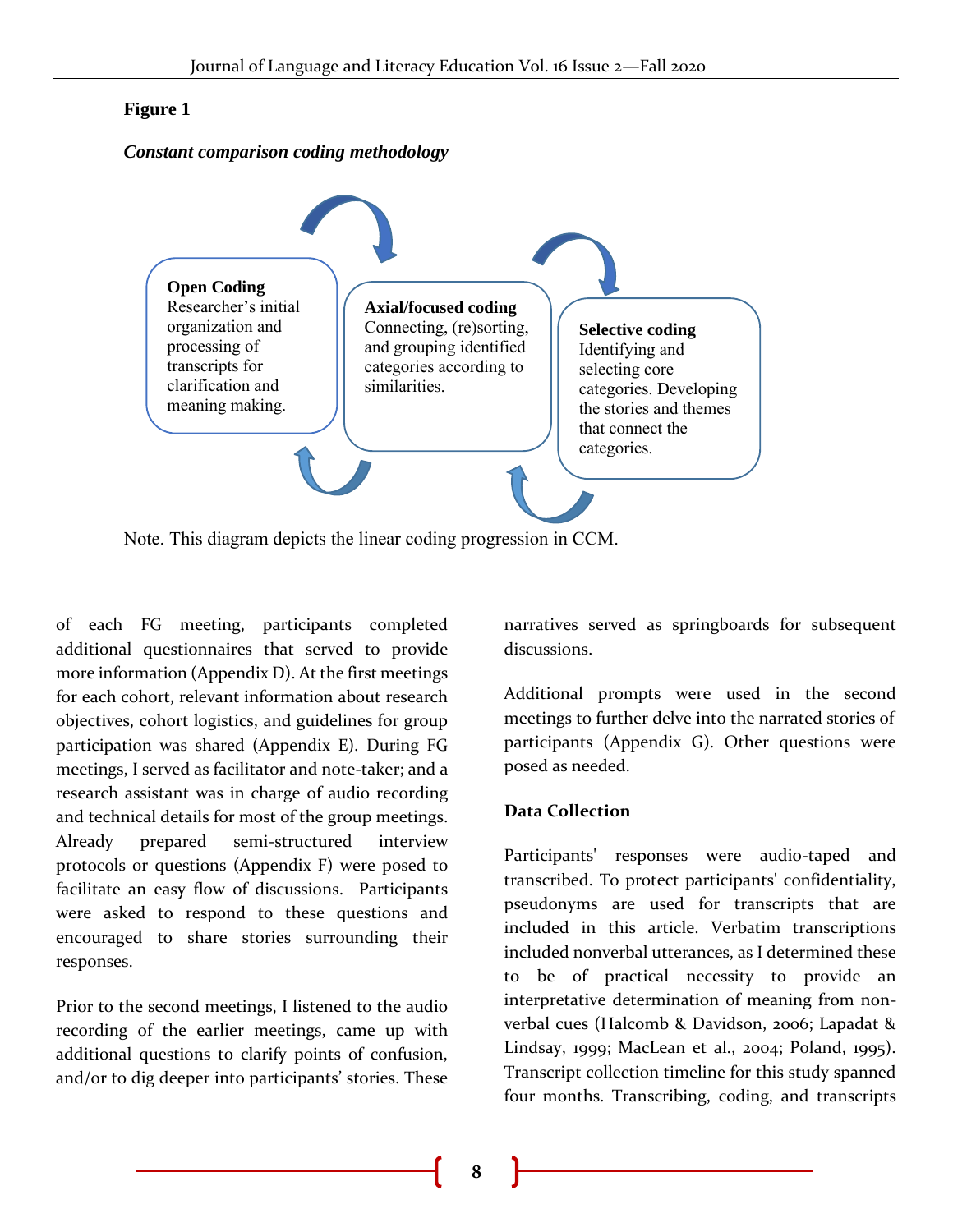**Figure 1**

***Constant comparison coding methodology***

**Open Coding**
Researcher's initial organization and processing of transcripts for clarification and meaning making.

**Axial/focused coding**
Connecting, (re)sorting, and grouping identified categories according to similarities.

**Selective coding**
Identifying and selecting core categories. Developing the stories and themes that connect the categories.

Note. This diagram depicts the linear coding progression in CCM.

of each FG meeting, participants completed additional questionnaires that served to provide more information (Appendix D). At the first meetings for each cohort, relevant information about research objectives, cohort logistics, and guidelines for group participation was shared (Appendix E). During FG meetings, I served as facilitator and note-taker; and a research assistant was in charge of audio recording and technical details for most of the group meetings. Already prepared semi-structured interview protocols or questions (Appendix F) were posed to facilitate an easy flow of discussions. Participants were asked to respond to these questions and encouraged to share stories surrounding their responses.

Prior to the second meetings, I listened to the audio recording of the earlier meetings, came up with additional questions to clarify points of confusion, and/or to dig deeper into participants' stories. These narratives served as springboards for subsequent discussions.

Additional prompts were used in the second meetings to further delve into the narrated stories of participants (Appendix G). Other questions were posed as needed.

### Data Collection

Participants' responses were audio-taped and transcribed. To protect participants' confidentiality, pseudonyms are used for transcripts that are included in this article. Verbatim transcriptions included nonverbal utterances, as I determined these to be of practical necessity to provide an interpretative determination of meaning from non-verbal cues (Halcomb & Davidson, 2006; Lapadat & Lindsay, 1999; MacLean et al., 2004; Poland, 1995). Transcript collection timeline for this study spanned four months. Transcribing, coding, and transcripts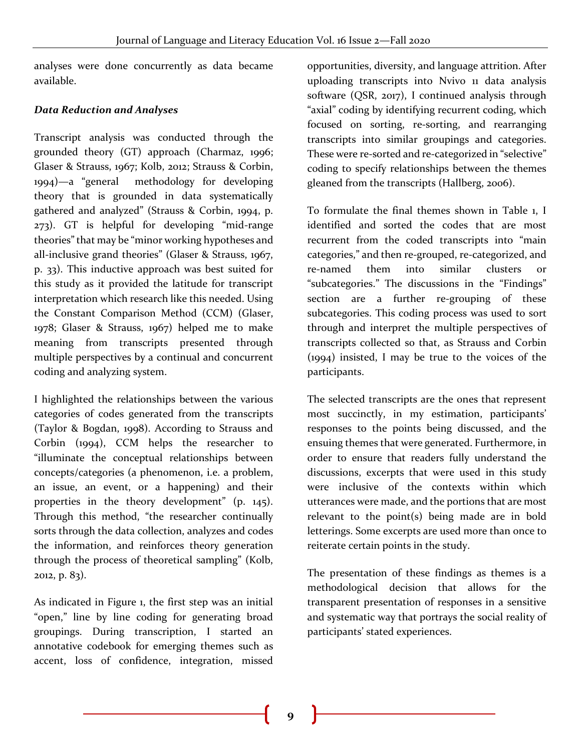analyses were done concurrently as data became available.

### *Data Reduction and Analyses*

Transcript analysis was conducted through the grounded theory (GT) approach (Charmaz, 1996; Glaser & Strauss, 1967; Kolb, 2012; Strauss & Corbin, 1994)—a "general methodology for developing theory that is grounded in data systematically gathered and analyzed" (Strauss & Corbin, 1994, p. 273). GT is helpful for developing "mid-range theories" that may be "minor working hypotheses and all-inclusive grand theories" (Glaser & Strauss, 1967, p. 33). This inductive approach was best suited for this study as it provided the latitude for transcript interpretation which research like this needed. Using the Constant Comparison Method (CCM) (Glaser, 1978; Glaser & Strauss, 1967) helped me to make meaning from transcripts presented through multiple perspectives by a continual and concurrent coding and analyzing system.

I highlighted the relationships between the various categories of codes generated from the transcripts (Taylor & Bogdan, 1998). According to Strauss and Corbin (1994), CCM helps the researcher to "illuminate the conceptual relationships between concepts/categories (a phenomenon, i.e. a problem, an issue, an event, or a happening) and their properties in the theory development" (p. 145). Through this method, "the researcher continually sorts through the data collection, analyzes and codes the information, and reinforces theory generation through the process of theoretical sampling" (Kolb, 2012, p. 83).

As indicated in Figure 1, the first step was an initial "open," line by line coding for generating broad groupings. During transcription, I started an annotative codebook for emerging themes such as accent, loss of confidence, integration, missed opportunities, diversity, and language attrition. After uploading transcripts into Nvivo 11 data analysis software (QSR, 2017), I continued analysis through "axial" coding by identifying recurrent coding, which focused on sorting, re-sorting, and rearranging transcripts into similar groupings and categories. These were re-sorted and re-categorized in "selective" coding to specify relationships between the themes gleaned from the transcripts (Hallberg, 2006).

To formulate the final themes shown in Table 1, I identified and sorted the codes that are most recurrent from the coded transcripts into "main categories," and then re-grouped, re-categorized, and re-named them into similar clusters or "subcategories." The discussions in the "Findings" section are a further re-grouping of these subcategories. This coding process was used to sort through and interpret the multiple perspectives of transcripts collected so that, as Strauss and Corbin (1994) insisted, I may be true to the voices of the participants.

The selected transcripts are the ones that represent most succinctly, in my estimation, participants' responses to the points being discussed, and the ensuing themes that were generated. Furthermore, in order to ensure that readers fully understand the discussions, excerpts that were used in this study were inclusive of the contexts within which utterances were made, and the portions that are most relevant to the point(s) being made are in bold letterings. Some excerpts are used more than once to reiterate certain points in the study.

The presentation of these findings as themes is a methodological decision that allows for the transparent presentation of responses in a sensitive and systematic way that portrays the social reality of participants' stated experiences.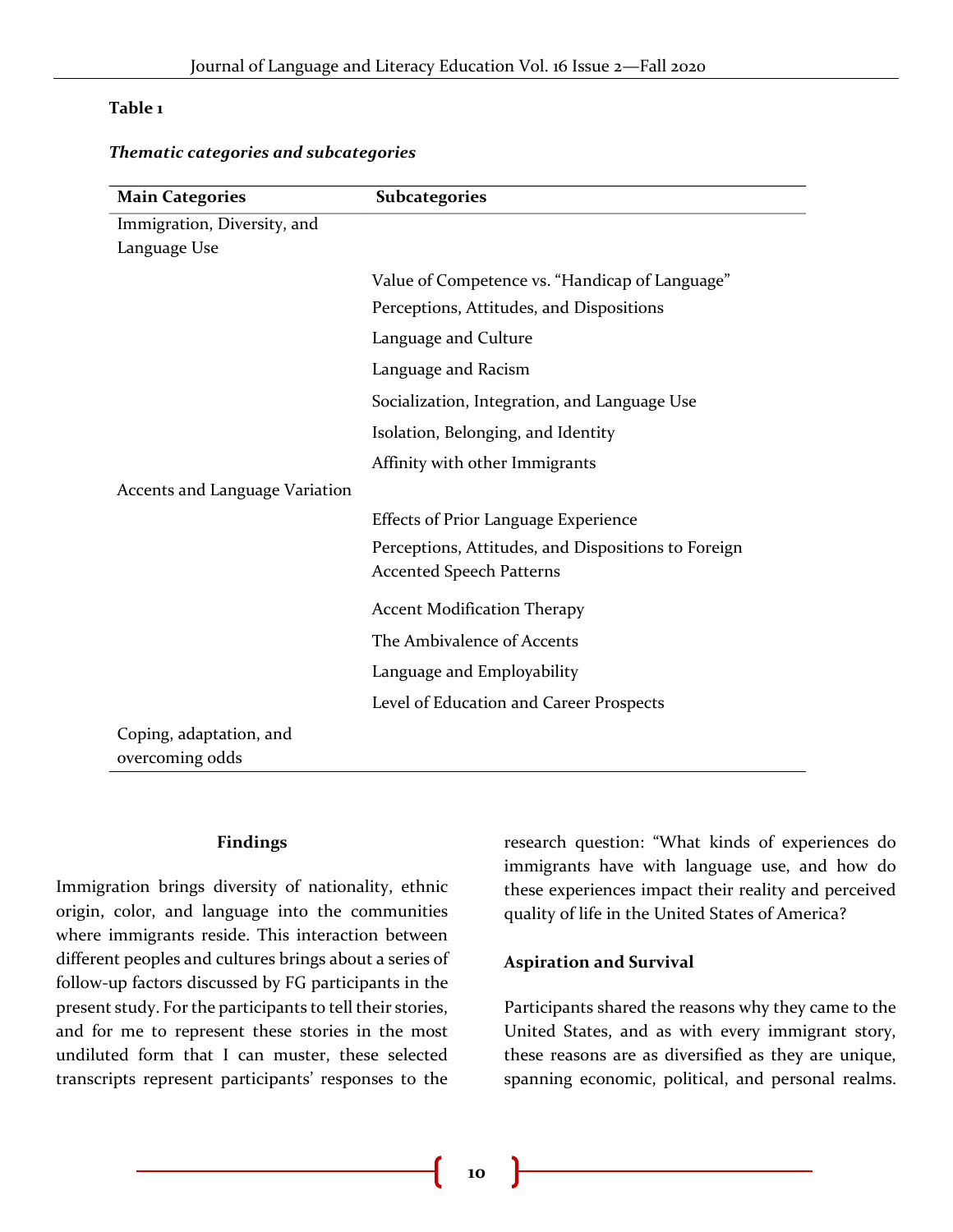**Table 1**

***Thematic categories and subcategories***

| Main Categories | Subcategories |
|---|---|
| Immigration, Diversity, and Language Use | |
| | Value of Competence vs. "Handicap of Language" |
| | Perceptions, Attitudes, and Dispositions |
| | Language and Culture |
| | Language and Racism |
| | Socialization, Integration, and Language Use |
| | Isolation, Belonging, and Identity |
| | Affinity with other Immigrants |
| Accents and Language Variation | |
| | Effects of Prior Language Experience |
| | Perceptions, Attitudes, and Dispositions to Foreign Accented Speech Patterns |
| | Accent Modification Therapy |
| | The Ambivalence of Accents |
| | Language and Employability |
| | Level of Education and Career Prospects |
| Coping, adaptation, and overcoming odds | |

## Findings

Immigration brings diversity of nationality, ethnic origin, color, and language into the communities where immigrants reside. This interaction between different peoples and cultures brings about a series of follow-up factors discussed by FG participants in the present study. For the participants to tell their stories, and for me to represent these stories in the most undiluted form that I can muster, these selected transcripts represent participants' responses to the research question: "What kinds of experiences do immigrants have with language use, and how do these experiences impact their reality and perceived quality of life in the United States of America?

### Aspiration and Survival

Participants shared the reasons why they came to the United States, and as with every immigrant story, these reasons are as diversified as they are unique, spanning economic, political, and personal realms.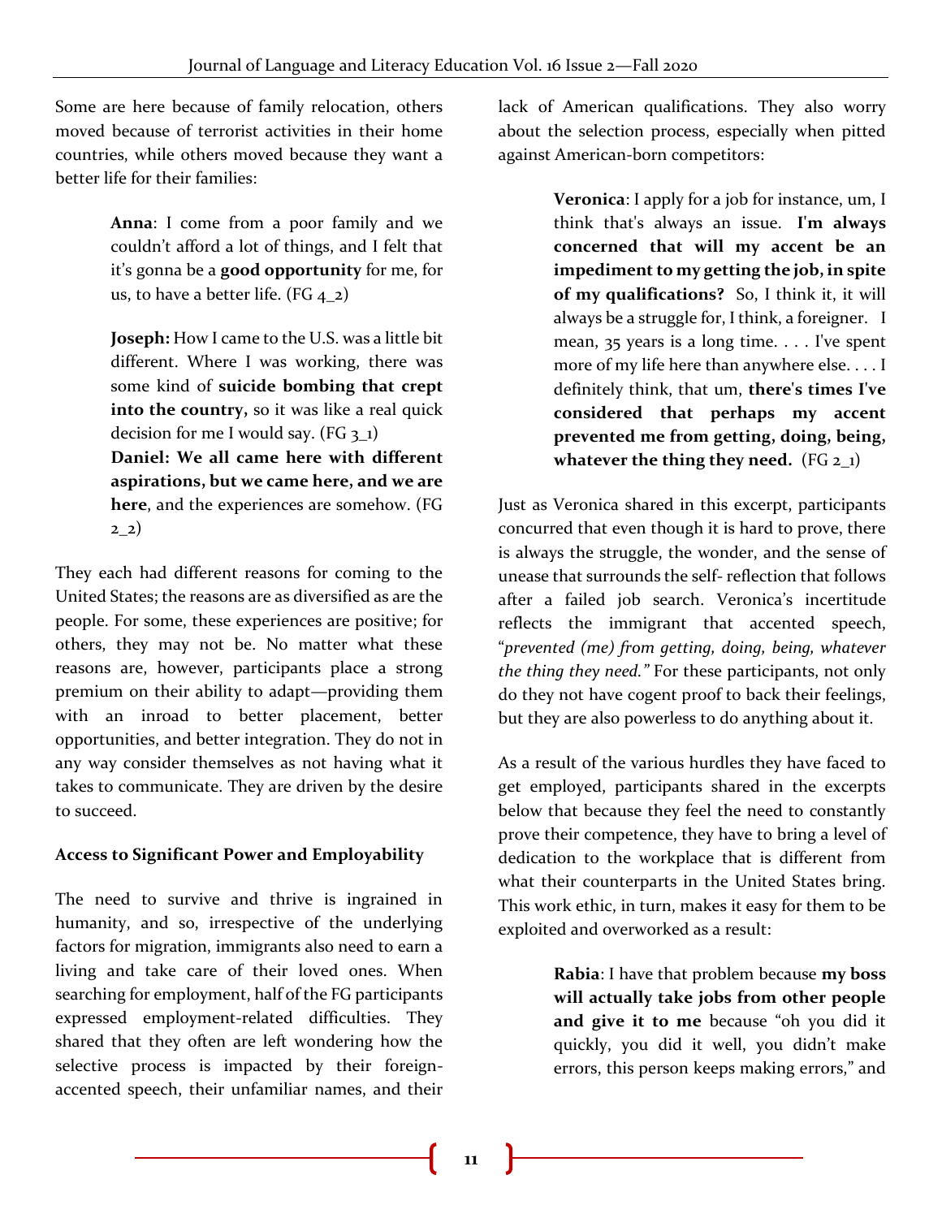Some are here because of family relocation, others moved because of terrorist activities in their home countries, while others moved because they want a better life for their families:

> **Anna**: I come from a poor family and we couldn't afford a lot of things, and I felt that it's gonna be a **good opportunity** for me, for us, to have a better life. (FG 4_2)
>
> **Joseph:** How I came to the U.S. was a little bit different. Where I was working, there was some kind of **suicide bombing that crept into the country,** so it was like a real quick decision for me I would say. (FG 3_1)
>
> **Daniel: We all came here with different aspirations, but we came here, and we are here**, and the experiences are somehow. (FG 2_2)

They each had different reasons for coming to the United States; the reasons are as diversified as are the people. For some, these experiences are positive; for others, they may not be. No matter what these reasons are, however, participants place a strong premium on their ability to adapt—providing them with an inroad to better placement, better opportunities, and better integration. They do not in any way consider themselves as not having what it takes to communicate. They are driven by the desire to succeed.

**Access to Significant Power and Employability**

The need to survive and thrive is ingrained in humanity, and so, irrespective of the underlying factors for migration, immigrants also need to earn a living and take care of their loved ones. When searching for employment, half of the FG participants expressed employment-related difficulties. They shared that they often are left wondering how the selective process is impacted by their foreign-accented speech, their unfamiliar names, and their lack of American qualifications. They also worry about the selection process, especially when pitted against American-born competitors:

> **Veronica**: I apply for a job for instance, um, I think that's always an issue. **I'm always concerned that will my accent be an impediment to my getting the job, in spite of my qualifications?** So, I think it, it will always be a struggle for, I think, a foreigner. I mean, 35 years is a long time. . . . I've spent more of my life here than anywhere else. . . . I definitely think, that um, **there's times I've considered that perhaps my accent prevented me from getting, doing, being, whatever the thing they need.** (FG 2_1)

Just as Veronica shared in this excerpt, participants concurred that even though it is hard to prove, there is always the struggle, the wonder, and the sense of unease that surrounds the self- reflection that follows after a failed job search. Veronica's incertitude reflects the immigrant that accented speech, "*prevented (me) from getting, doing, being, whatever the thing they need.*" For these participants, not only do they not have cogent proof to back their feelings, but they are also powerless to do anything about it.

As a result of the various hurdles they have faced to get employed, participants shared in the excerpts below that because they feel the need to constantly prove their competence, they have to bring a level of dedication to the workplace that is different from what their counterparts in the United States bring. This work ethic, in turn, makes it easy for them to be exploited and overworked as a result:

> **Rabia**: I have that problem because **my boss will actually take jobs from other people and give it to me** because "oh you did it quickly, you did it well, you didn't make errors, this person keeps making errors," and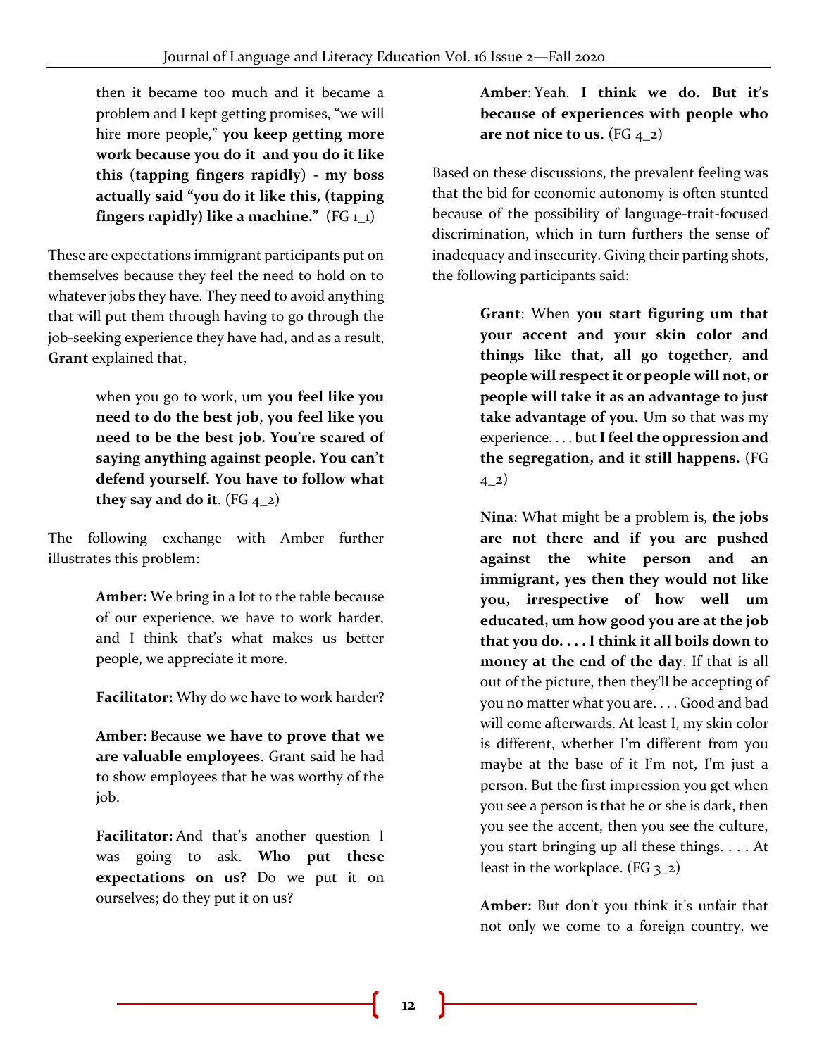> then it became too much and it became a problem and I kept getting promises, "we will hire more people," **you keep getting more work because you do it and you do it like this (tapping fingers rapidly) - my boss actually said "you do it like this, (tapping fingers rapidly) like a machine."** (FG 1_1)

These are expectations immigrant participants put on themselves because they feel the need to hold on to whatever jobs they have. They need to avoid anything that will put them through having to go through the job-seeking experience they have had, and as a result, **Grant** explained that,

> when you go to work, um **you feel like you need to do the best job, you feel like you need to be the best job. You're scared of saying anything against people. You can't defend yourself. You have to follow what they say and do it**. (FG 4_2)

The following exchange with Amber further illustrates this problem:

> **Amber:** We bring in a lot to the table because of our experience, we have to work harder, and I think that's what makes us better people, we appreciate it more.
>
> **Facilitator:** Why do we have to work harder?
>
> **Amber**: Because **we have to prove that we are valuable employees**. Grant said he had to show employees that he was worthy of the job.
>
> **Facilitator:** And that's another question I was going to ask. **Who put these expectations on us?** Do we put it on ourselves; do they put it on us?
>
> **Amber**: Yeah. **I think we do. But it's because of experiences with people who are not nice to us.** (FG 4_2)

Based on these discussions, the prevalent feeling was that the bid for economic autonomy is often stunted because of the possibility of language-trait-focused discrimination, which in turn furthers the sense of inadequacy and insecurity. Giving their parting shots, the following participants said:

> **Grant**: When **you start figuring um that your accent and your skin color and things like that, all go together, and people will respect it or people will not, or people will take it as an advantage to just take advantage of you.** Um so that was my experience. . . . but **I feel the oppression and the segregation, and it still happens.** (FG 4_2)
>
> **Nina**: What might be a problem is, **the jobs are not there and if you are pushed against the white person and an immigrant, yes then they would not like you, irrespective of how well um educated, um how good you are at the job that you do. . . . I think it all boils down to money at the end of the day**. If that is all out of the picture, then they'll be accepting of you no matter what you are. . . . Good and bad will come afterwards. At least I, my skin color is different, whether I'm different from you maybe at the base of it I'm not, I'm just a person. But the first impression you get when you see a person is that he or she is dark, then you see the accent, then you see the culture, you start bringing up all these things. . . . At least in the workplace. (FG 3_2)
>
> **Amber:** But don't you think it's unfair that not only we come to a foreign country, we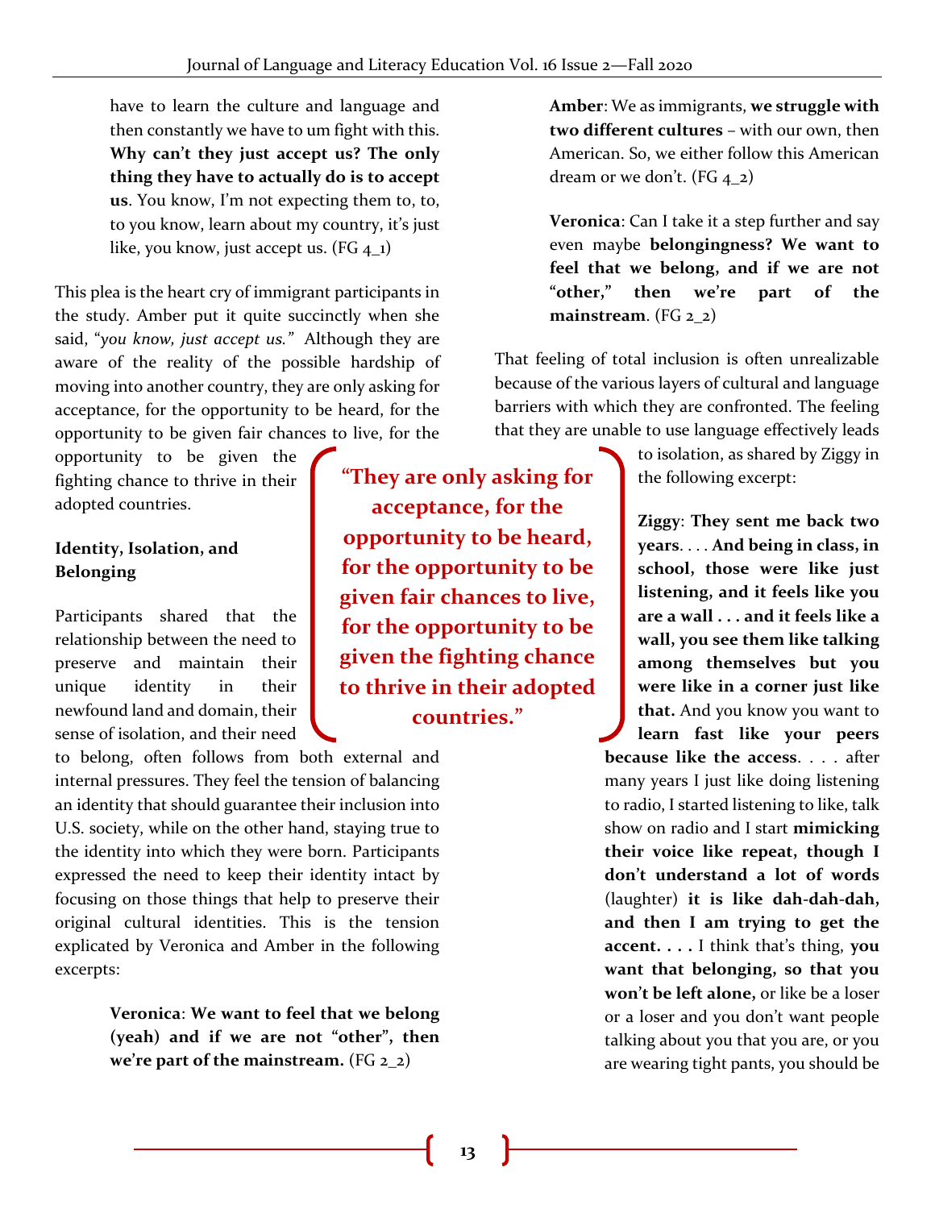have to learn the culture and language and then constantly we have to um fight with this. **Why can't they just accept us? The only thing they have to actually do is to accept us**. You know, I'm not expecting them to, to, to you know, learn about my country, it's just like, you know, just accept us. (FG 4_1)

This plea is the heart cry of immigrant participants in the study. Amber put it quite succinctly when she said, "*you know, just accept us.*" Although they are aware of the reality of the possible hardship of moving into another country, they are only asking for acceptance, for the opportunity to be heard, for the opportunity to be given fair chances to live, for the opportunity to be given the fighting chance to thrive in their adopted countries.

> **"They are only asking for acceptance, for the opportunity to be heard, for the opportunity to be given fair chances to live, for the opportunity to be given the fighting chance to thrive in their adopted countries."**

### Identity, Isolation, and Belonging

Participants shared that the relationship between the need to preserve and maintain their unique identity in their newfound land and domain, their sense of isolation, and their need to belong, often follows from both external and internal pressures. They feel the tension of balancing an identity that should guarantee their inclusion into U.S. society, while on the other hand, staying true to the identity into which they were born. Participants expressed the need to keep their identity intact by focusing on those things that help to preserve their original cultural identities. This is the tension explicated by Veronica and Amber in the following excerpts:

> **Veronica**: **We want to feel that we belong (yeah) and if we are not "other", then we're part of the mainstream.** (FG 2_2)

> **Amber**: We as immigrants, **we struggle with two different cultures** – with our own, then American. So, we either follow this American dream or we don't. (FG 4_2)

> **Veronica**: Can I take it a step further and say even maybe **belongingness? We want to feel that we belong, and if we are not "other," then we're part of the mainstream**. (FG 2_2)

That feeling of total inclusion is often unrealizable because of the various layers of cultural and language barriers with which they are confronted. The feeling that they are unable to use language effectively leads to isolation, as shared by Ziggy in the following excerpt:

> **Ziggy**: **They sent me back two years**. . . . **And being in class, in school, those were like just listening, and it feels like you are a wall . . . and it feels like a wall, you see them like talking among themselves but you were like in a corner just like that.** And you know you want to **learn fast like your peers because like the access**. . . . after many years I just like doing listening to radio, I started listening to like, talk show on radio and I start **mimicking their voice like repeat, though I don't understand a lot of words** (laughter) **it is like dah-dah-dah, and then I am trying to get the accent. . . .** I think that's thing, **you want that belonging, so that you won't be left alone,** or like be a loser or a loser and you don't want people talking about you that you are, or you are wearing tight pants, you should be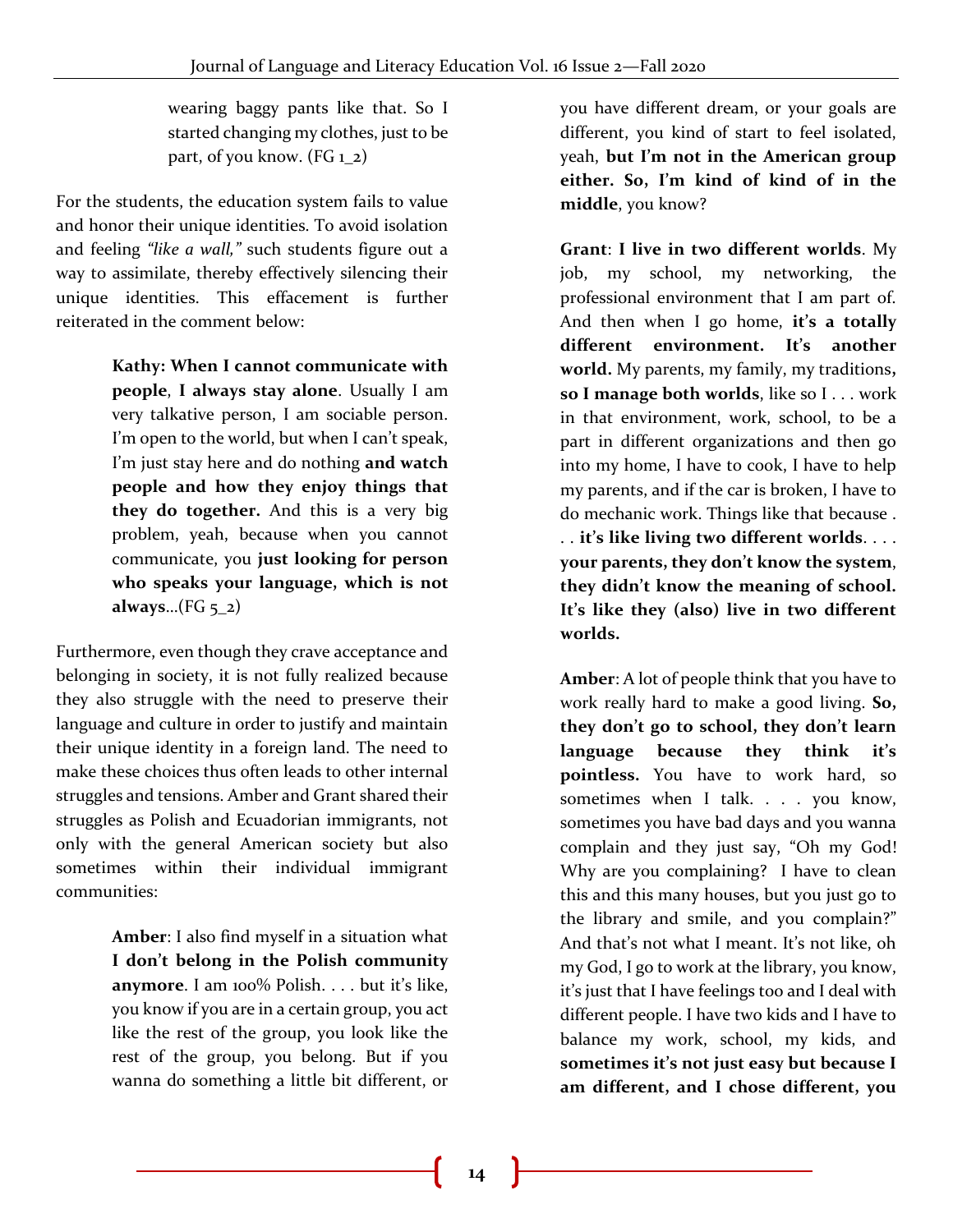> wearing baggy pants like that. So I started changing my clothes, just to be part, of you know. (FG 1_2)

For the students, the education system fails to value and honor their unique identities. To avoid isolation and feeling *"like a wall,"* such students figure out a way to assimilate, thereby effectively silencing their unique identities. This effacement is further reiterated in the comment below:

> **Kathy: When I cannot communicate with people**, **I always stay alone**. Usually I am very talkative person, I am sociable person. I'm open to the world, but when I can't speak, I'm just stay here and do nothing **and watch people and how they enjoy things that they do together.** And this is a very big problem, yeah, because when you cannot communicate, you **just looking for person who speaks your language, which is not always**...(FG 5_2)

Furthermore, even though they crave acceptance and belonging in society, it is not fully realized because they also struggle with the need to preserve their language and culture in order to justify and maintain their unique identity in a foreign land. The need to make these choices thus often leads to other internal struggles and tensions. Amber and Grant shared their struggles as Polish and Ecuadorian immigrants, not only with the general American society but also sometimes within their individual immigrant communities:

> **Amber**: I also find myself in a situation what **I don't belong in the Polish community anymore**. I am 100% Polish. . . . but it's like, you know if you are in a certain group, you act like the rest of the group, you look like the rest of the group, you belong. But if you wanna do something a little bit different, or you have different dream, or your goals are different, you kind of start to feel isolated, yeah, **but I'm not in the American group either. So, I'm kind of kind of in the middle**, you know?
>
> **Grant**: **I live in two different worlds**. My job, my school, my networking, the professional environment that I am part of. And then when I go home, **it's a totally different environment. It's another world.** My parents, my family, my traditions**, so I manage both worlds**, like so I . . . work in that environment, work, school, to be a part in different organizations and then go into my home, I have to cook, I have to help my parents, and if the car is broken, I have to do mechanic work. Things like that because . . . **it's like living two different worlds**. . . . **your parents, they don't know the system**, **they didn't know the meaning of school. It's like they (also) live in two different worlds.**
>
> **Amber**: A lot of people think that you have to work really hard to make a good living. **So, they don't go to school, they don't learn language because they think it's pointless.** You have to work hard, so sometimes when I talk. . . . you know, sometimes you have bad days and you wanna complain and they just say, "Oh my God! Why are you complaining? I have to clean this and this many houses, but you just go to the library and smile, and you complain?" And that's not what I meant. It's not like, oh my God, I go to work at the library, you know, it's just that I have feelings too and I deal with different people. I have two kids and I have to balance my work, school, my kids, and **sometimes it's not just easy but because I am different, and I chose different, you**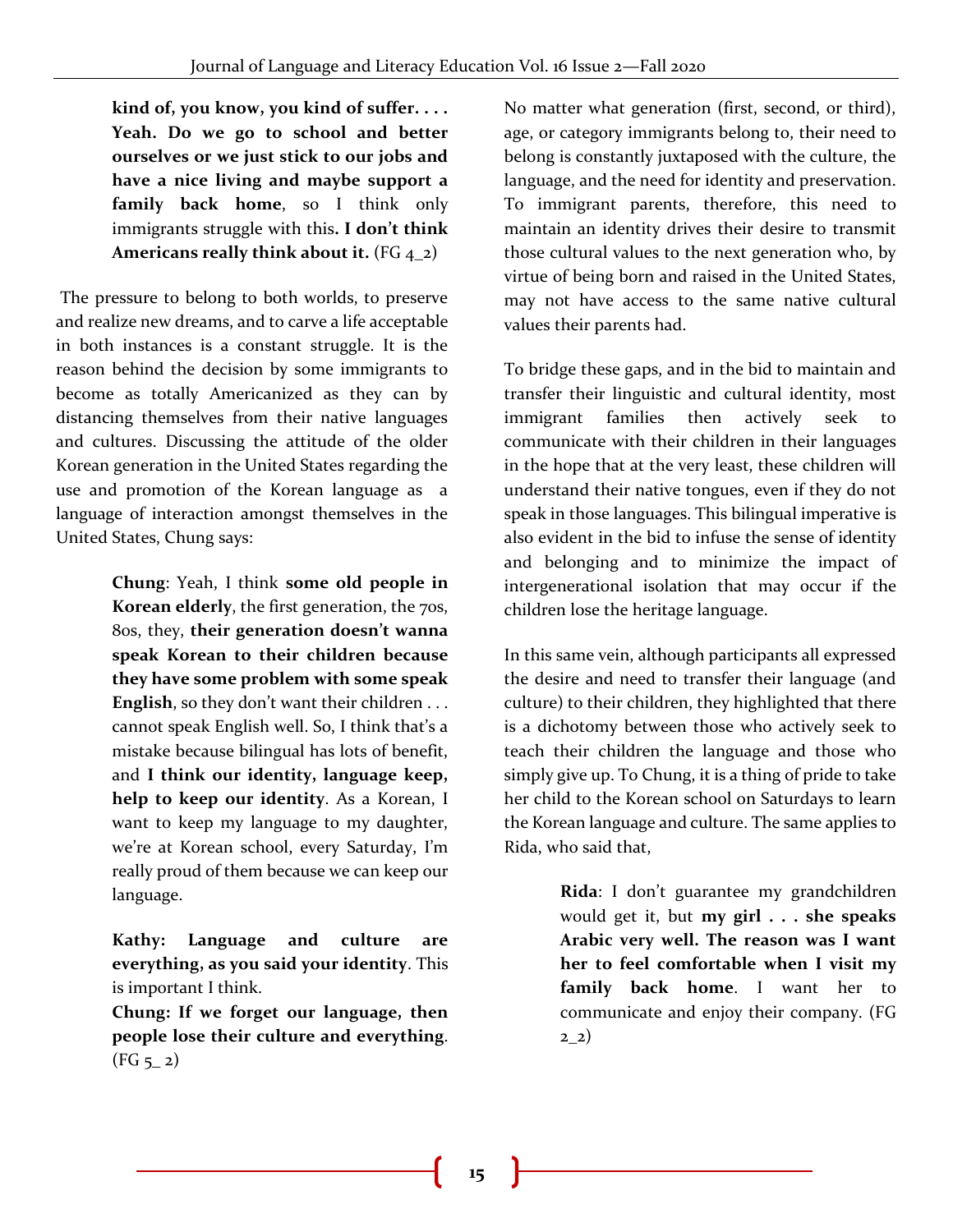> **kind of, you know, you kind of suffer. . . . Yeah. Do we go to school and better ourselves or we just stick to our jobs and have a nice living and maybe support a family back home**, so I think only immigrants struggle with this**. I don't think Americans really think about it.** (FG 4_2)

The pressure to belong to both worlds, to preserve and realize new dreams, and to carve a life acceptable in both instances is a constant struggle. It is the reason behind the decision by some immigrants to become as totally Americanized as they can by distancing themselves from their native languages and cultures. Discussing the attitude of the older Korean generation in the United States regarding the use and promotion of the Korean language as a language of interaction amongst themselves in the United States, Chung says:

> **Chung**: Yeah, I think **some old people in Korean elderly**, the first generation, the 70s, 80s, they, **their generation doesn't wanna speak Korean to their children because they have some problem with some speak English**, so they don't want their children . . . cannot speak English well. So, I think that's a mistake because bilingual has lots of benefit, and **I think our identity, language keep, help to keep our identity**. As a Korean, I want to keep my language to my daughter, we're at Korean school, every Saturday, I'm really proud of them because we can keep our language.
>
> **Kathy: Language and culture are everything, as you said your identity**. This is important I think.
>
> **Chung: If we forget our language, then people lose their culture and everything**. (FG 5_ 2)

No matter what generation (first, second, or third), age, or category immigrants belong to, their need to belong is constantly juxtaposed with the culture, the language, and the need for identity and preservation. To immigrant parents, therefore, this need to maintain an identity drives their desire to transmit those cultural values to the next generation who, by virtue of being born and raised in the United States, may not have access to the same native cultural values their parents had.

To bridge these gaps, and in the bid to maintain and transfer their linguistic and cultural identity, most immigrant families then actively seek to communicate with their children in their languages in the hope that at the very least, these children will understand their native tongues, even if they do not speak in those languages. This bilingual imperative is also evident in the bid to infuse the sense of identity and belonging and to minimize the impact of intergenerational isolation that may occur if the children lose the heritage language.

In this same vein, although participants all expressed the desire and need to transfer their language (and culture) to their children, they highlighted that there is a dichotomy between those who actively seek to teach their children the language and those who simply give up. To Chung, it is a thing of pride to take her child to the Korean school on Saturdays to learn the Korean language and culture. The same applies to Rida, who said that,

> **Rida**: I don't guarantee my grandchildren would get it, but **my girl . . . she speaks Arabic very well. The reason was I want her to feel comfortable when I visit my family back home**. I want her to communicate and enjoy their company. (FG 2_2)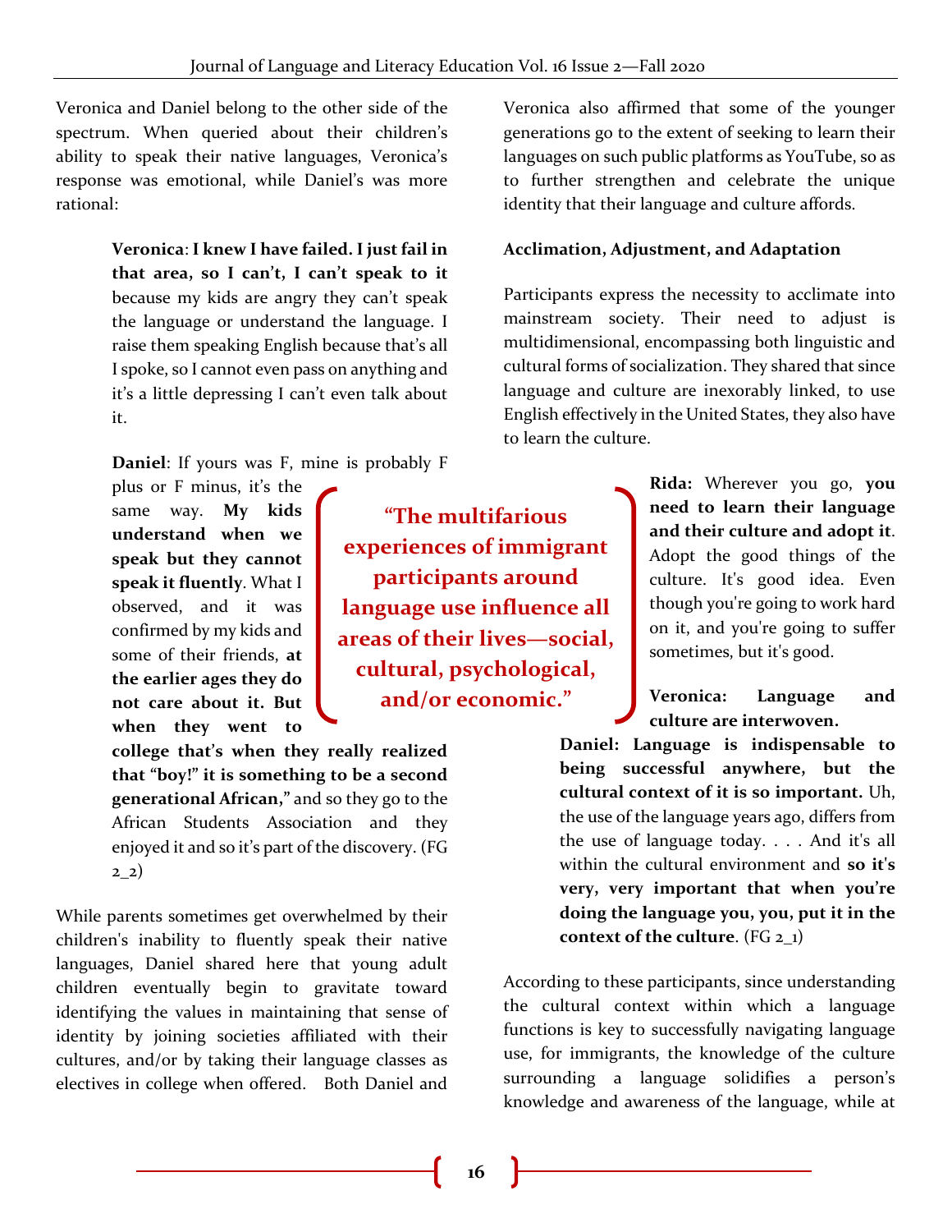Veronica and Daniel belong to the other side of the spectrum. When queried about their children's ability to speak their native languages, Veronica's response was emotional, while Daniel's was more rational:

> **Veronica**: **I knew I have failed. I just fail in that area, so I can't, I can't speak to it** because my kids are angry they can't speak the language or understand the language. I raise them speaking English because that's all I spoke, so I cannot even pass on anything and it's a little depressing I can't even talk about it.
>
> **Daniel**: If yours was F, mine is probably F plus or F minus, it's the same way. **My kids understand when we speak but they cannot speak it fluently**. What I observed, and it was confirmed by my kids and some of their friends, **at the earlier ages they do not care about it. But when they went to college that's when they really realized that "boy!" it is something to be a second generational African,"** and so they go to the African Students Association and they enjoyed it and so it's part of the discovery. (FG 2_2)

**"The multifarious experiences of immigrant participants around language use influence all areas of their lives—social, cultural, psychological, and/or economic."**

While parents sometimes get overwhelmed by their children's inability to fluently speak their native languages, Daniel shared here that young adult children eventually begin to gravitate toward identifying the values in maintaining that sense of identity by joining societies affiliated with their cultures, and/or by taking their language classes as electives in college when offered. Both Daniel and Veronica also affirmed that some of the younger generations go to the extent of seeking to learn their languages on such public platforms as YouTube, so as to further strengthen and celebrate the unique identity that their language and culture affords.

### Acclimation, Adjustment, and Adaptation

Participants express the necessity to acclimate into mainstream society. Their need to adjust is multidimensional, encompassing both linguistic and cultural forms of socialization. They shared that since language and culture are inexorably linked, to use English effectively in the United States, they also have to learn the culture.

> **Rida:** Wherever you go, **you need to learn their language and their culture and adopt it**. Adopt the good things of the culture. It's good idea. Even though you're going to work hard on it, and you're going to suffer sometimes, but it's good.
>
> **Veronica: Language and culture are interwoven.**
>
> **Daniel: Language is indispensable to being successful anywhere, but the cultural context of it is so important.** Uh, the use of the language years ago, differs from the use of language today. . . . And it's all within the cultural environment and **so it's very, very important that when you're doing the language you, you, put it in the context of the culture**. (FG 2_1)

According to these participants, since understanding the cultural context within which a language functions is key to successfully navigating language use, for immigrants, the knowledge of the culture surrounding a language solidifies a person's knowledge and awareness of the language, while at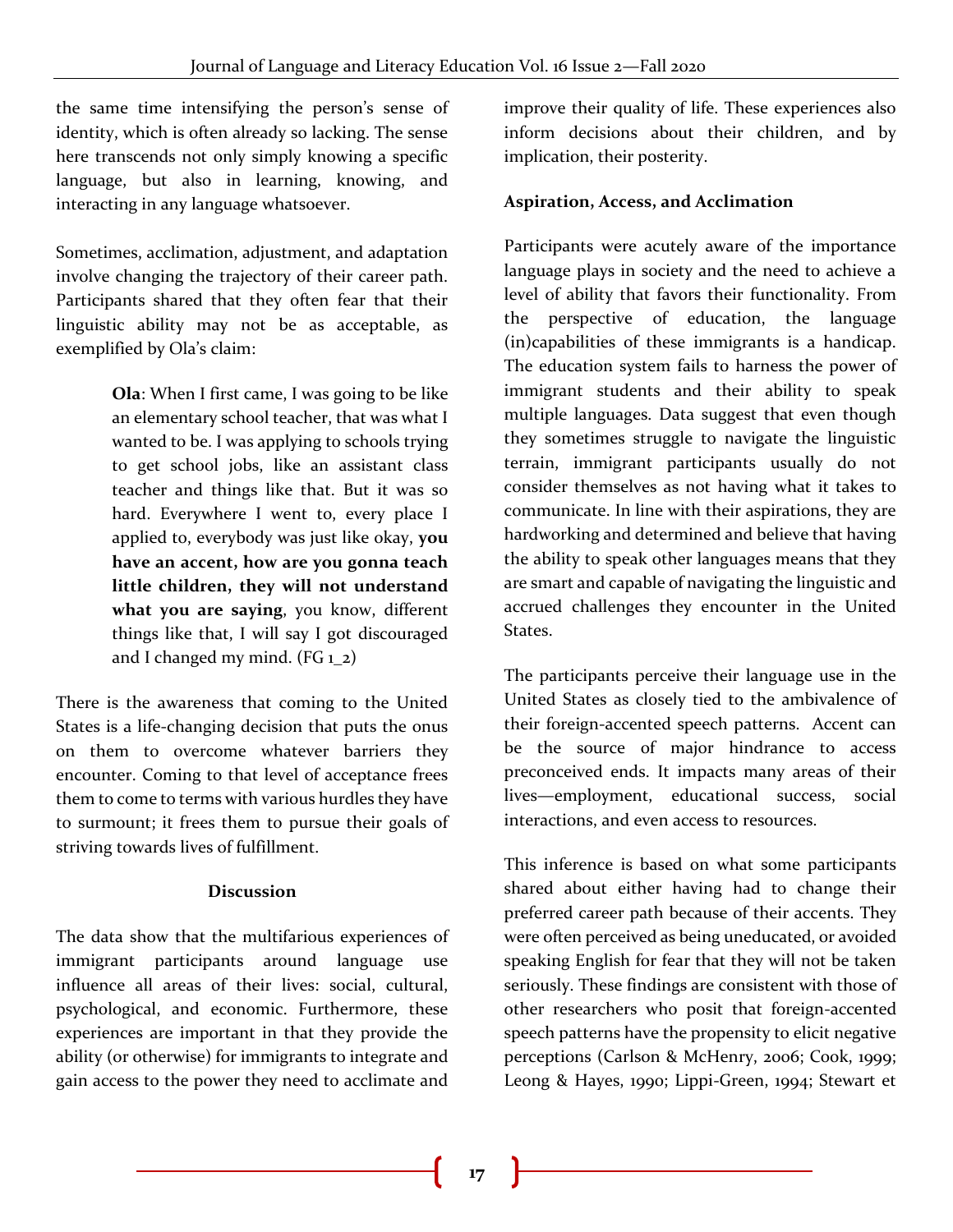the same time intensifying the person's sense of identity, which is often already so lacking. The sense here transcends not only simply knowing a specific language, but also in learning, knowing, and interacting in any language whatsoever.

Sometimes, acclimation, adjustment, and adaptation involve changing the trajectory of their career path. Participants shared that they often fear that their linguistic ability may not be as acceptable, as exemplified by Ola's claim:

> **Ola**: When I first came, I was going to be like an elementary school teacher, that was what I wanted to be. I was applying to schools trying to get school jobs, like an assistant class teacher and things like that. But it was so hard. Everywhere I went to, every place I applied to, everybody was just like okay, **you have an accent, how are you gonna teach little children, they will not understand what you are saying**, you know, different things like that, I will say I got discouraged and I changed my mind. (FG 1_2)

There is the awareness that coming to the United States is a life-changing decision that puts the onus on them to overcome whatever barriers they encounter. Coming to that level of acceptance frees them to come to terms with various hurdles they have to surmount; it frees them to pursue their goals of striving towards lives of fulfillment.

## Discussion

The data show that the multifarious experiences of immigrant participants around language use influence all areas of their lives: social, cultural, psychological, and economic. Furthermore, these experiences are important in that they provide the ability (or otherwise) for immigrants to integrate and gain access to the power they need to acclimate and improve their quality of life. These experiences also inform decisions about their children, and by implication, their posterity.

### Aspiration, Access, and Acclimation

Participants were acutely aware of the importance language plays in society and the need to achieve a level of ability that favors their functionality. From the perspective of education, the language (in)capabilities of these immigrants is a handicap. The education system fails to harness the power of immigrant students and their ability to speak multiple languages. Data suggest that even though they sometimes struggle to navigate the linguistic terrain, immigrant participants usually do not consider themselves as not having what it takes to communicate. In line with their aspirations, they are hardworking and determined and believe that having the ability to speak other languages means that they are smart and capable of navigating the linguistic and accrued challenges they encounter in the United States.

The participants perceive their language use in the United States as closely tied to the ambivalence of their foreign-accented speech patterns. Accent can be the source of major hindrance to access preconceived ends. It impacts many areas of their lives—employment, educational success, social interactions, and even access to resources.

This inference is based on what some participants shared about either having had to change their preferred career path because of their accents. They were often perceived as being uneducated, or avoided speaking English for fear that they will not be taken seriously. These findings are consistent with those of other researchers who posit that foreign-accented speech patterns have the propensity to elicit negative perceptions (Carlson & McHenry, 2006; Cook, 1999; Leong & Hayes, 1990; Lippi-Green, 1994; Stewart et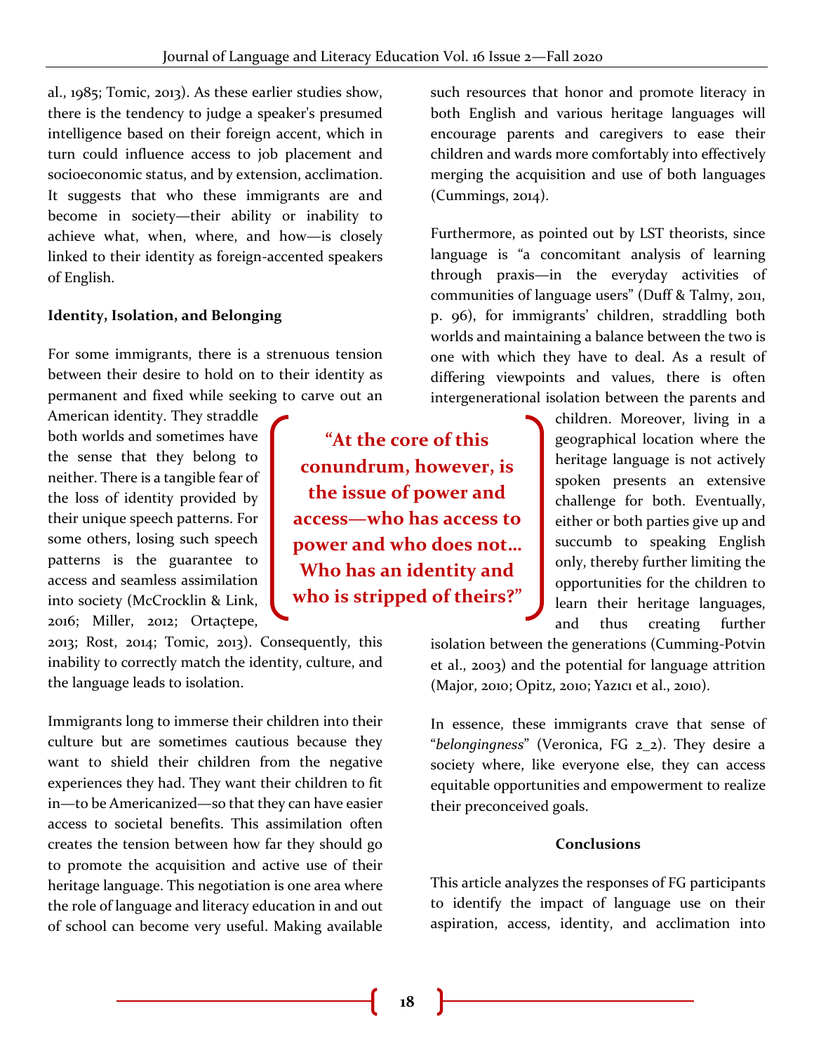al., 1985; Tomic, 2013). As these earlier studies show, there is the tendency to judge a speaker's presumed intelligence based on their foreign accent, which in turn could influence access to job placement and socioeconomic status, and by extension, acclimation. It suggests that who these immigrants are and become in society—their ability or inability to achieve what, when, where, and how—is closely linked to their identity as foreign-accented speakers of English.

**Identity, Isolation, and Belonging**

For some immigrants, there is a strenuous tension between their desire to hold on to their identity as permanent and fixed while seeking to carve out an American identity. They straddle both worlds and sometimes have the sense that they belong to neither. There is a tangible fear of the loss of identity provided by their unique speech patterns. For some others, losing such speech patterns is the guarantee to access and seamless assimilation into society (McCrocklin & Link, 2016; Miller, 2012; Ortaçtepe, 2013; Rost, 2014; Tomic, 2013). Consequently, this inability to correctly match the identity, culture, and the language leads to isolation.

> **"At the core of this conundrum, however, is the issue of power and access—who has access to power and who does not… Who has an identity and who is stripped of theirs?"**

Immigrants long to immerse their children into their culture but are sometimes cautious because they want to shield their children from the negative experiences they had. They want their children to fit in—to be Americanized—so that they can have easier access to societal benefits. This assimilation often creates the tension between how far they should go to promote the acquisition and active use of their heritage language. This negotiation is one area where the role of language and literacy education in and out of school can become very useful. Making available such resources that honor and promote literacy in both English and various heritage languages will encourage parents and caregivers to ease their children and wards more comfortably into effectively merging the acquisition and use of both languages (Cummings, 2014).

Furthermore, as pointed out by LST theorists, since language is "a concomitant analysis of learning through praxis—in the everyday activities of communities of language users" (Duff & Talmy, 2011, p. 96), for immigrants' children, straddling both worlds and maintaining a balance between the two is one with which they have to deal. As a result of differing viewpoints and values, there is often intergenerational isolation between the parents and children. Moreover, living in a geographical location where the heritage language is not actively spoken presents an extensive challenge for both. Eventually, either or both parties give up and succumb to speaking English only, thereby further limiting the opportunities for the children to learn their heritage languages, and thus creating further isolation between the generations (Cumming-Potvin et al., 2003) and the potential for language attrition (Major, 2010; Opitz, 2010; Yazıcı et al., 2010).

In essence, these immigrants crave that sense of "*belongingness*" (Veronica, FG 2_2). They desire a society where, like everyone else, they can access equitable opportunities and empowerment to realize their preconceived goals.

## Conclusions

This article analyzes the responses of FG participants to identify the impact of language use on their aspiration, access, identity, and acclimation into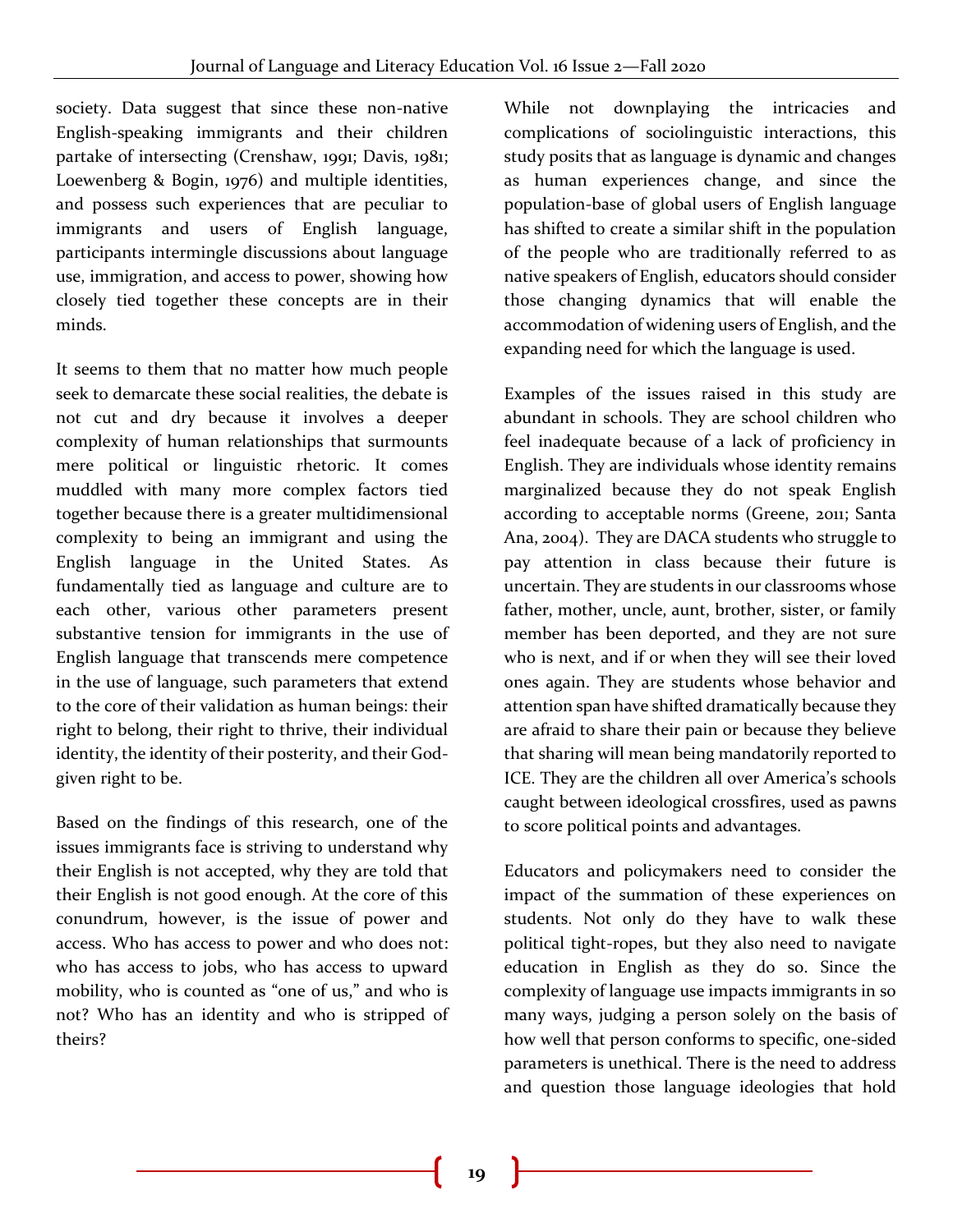society. Data suggest that since these non-native English-speaking immigrants and their children partake of intersecting (Crenshaw, 1991; Davis, 1981; Loewenberg & Bogin, 1976) and multiple identities, and possess such experiences that are peculiar to immigrants and users of English language, participants intermingle discussions about language use, immigration, and access to power, showing how closely tied together these concepts are in their minds.

It seems to them that no matter how much people seek to demarcate these social realities, the debate is not cut and dry because it involves a deeper complexity of human relationships that surmounts mere political or linguistic rhetoric. It comes muddled with many more complex factors tied together because there is a greater multidimensional complexity to being an immigrant and using the English language in the United States. As fundamentally tied as language and culture are to each other, various other parameters present substantive tension for immigrants in the use of English language that transcends mere competence in the use of language, such parameters that extend to the core of their validation as human beings: their right to belong, their right to thrive, their individual identity, the identity of their posterity, and their God-given right to be.

Based on the findings of this research, one of the issues immigrants face is striving to understand why their English is not accepted, why they are told that their English is not good enough. At the core of this conundrum, however, is the issue of power and access. Who has access to power and who does not: who has access to jobs, who has access to upward mobility, who is counted as "one of us," and who is not? Who has an identity and who is stripped of theirs?

While not downplaying the intricacies and complications of sociolinguistic interactions, this study posits that as language is dynamic and changes as human experiences change, and since the population-base of global users of English language has shifted to create a similar shift in the population of the people who are traditionally referred to as native speakers of English, educators should consider those changing dynamics that will enable the accommodation of widening users of English, and the expanding need for which the language is used.

Examples of the issues raised in this study are abundant in schools. They are school children who feel inadequate because of a lack of proficiency in English. They are individuals whose identity remains marginalized because they do not speak English according to acceptable norms (Greene, 2011; Santa Ana, 2004). They are DACA students who struggle to pay attention in class because their future is uncertain. They are students in our classrooms whose father, mother, uncle, aunt, brother, sister, or family member has been deported, and they are not sure who is next, and if or when they will see their loved ones again. They are students whose behavior and attention span have shifted dramatically because they are afraid to share their pain or because they believe that sharing will mean being mandatorily reported to ICE. They are the children all over America's schools caught between ideological crossfires, used as pawns to score political points and advantages.

Educators and policymakers need to consider the impact of the summation of these experiences on students. Not only do they have to walk these political tight-ropes, but they also need to navigate education in English as they do so. Since the complexity of language use impacts immigrants in so many ways, judging a person solely on the basis of how well that person conforms to specific, one-sided parameters is unethical. There is the need to address and question those language ideologies that hold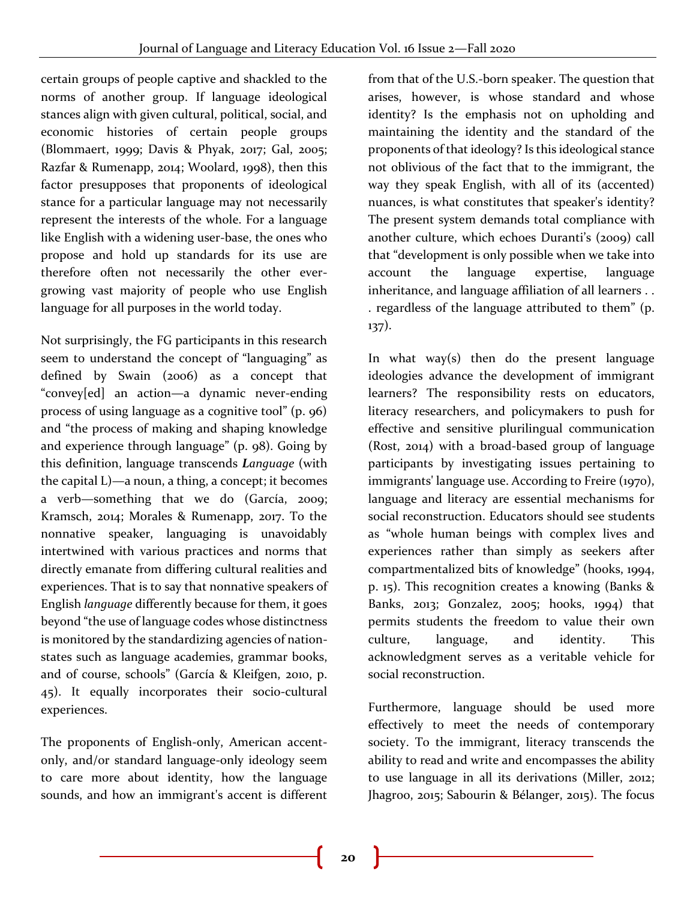certain groups of people captive and shackled to the norms of another group. If language ideological stances align with given cultural, political, social, and economic histories of certain people groups (Blommaert, 1999; Davis & Phyak, 2017; Gal, 2005; Razfar & Rumenapp, 2014; Woolard, 1998), then this factor presupposes that proponents of ideological stance for a particular language may not necessarily represent the interests of the whole. For a language like English with a widening user-base, the ones who propose and hold up standards for its use are therefore often not necessarily the other ever-growing vast majority of people who use English language for all purposes in the world today.

Not surprisingly, the FG participants in this research seem to understand the concept of "languaging" as defined by Swain (2006) as a concept that "convey[ed] an action—a dynamic never-ending process of using language as a cognitive tool" (p. 96) and "the process of making and shaping knowledge and experience through language" (p. 98). Going by this definition, language transcends ***L**anguage* (with the capital L)—a noun, a thing, a concept; it becomes a verb—something that we do (García, 2009; Kramsch, 2014; Morales & Rumenapp, 2017. To the nonnative speaker, languaging is unavoidably intertwined with various practices and norms that directly emanate from differing cultural realities and experiences. That is to say that nonnative speakers of English *language* differently because for them, it goes beyond "the use of language codes whose distinctness is monitored by the standardizing agencies of nation-states such as language academies, grammar books, and of course, schools" (García & Kleifgen, 2010, p. 45). It equally incorporates their socio-cultural experiences.

The proponents of English-only, American accent-only, and/or standard language-only ideology seem to care more about identity, how the language sounds, and how an immigrant's accent is different from that of the U.S.-born speaker. The question that arises, however, is whose standard and whose identity? Is the emphasis not on upholding and maintaining the identity and the standard of the proponents of that ideology? Is this ideological stance not oblivious of the fact that to the immigrant, the way they speak English, with all of its (accented) nuances, is what constitutes that speaker's identity? The present system demands total compliance with another culture, which echoes Duranti's (2009) call that "development is only possible when we take into account the language expertise, language inheritance, and language affiliation of all learners . . . regardless of the language attributed to them" (p. 137).

In what way(s) then do the present language ideologies advance the development of immigrant learners? The responsibility rests on educators, literacy researchers, and policymakers to push for effective and sensitive plurilingual communication (Rost, 2014) with a broad-based group of language participants by investigating issues pertaining to immigrants' language use. According to Freire (1970), language and literacy are essential mechanisms for social reconstruction. Educators should see students as "whole human beings with complex lives and experiences rather than simply as seekers after compartmentalized bits of knowledge" (hooks, 1994, p. 15). This recognition creates a knowing (Banks & Banks, 2013; Gonzalez, 2005; hooks, 1994) that permits students the freedom to value their own culture, language, and identity. This acknowledgment serves as a veritable vehicle for social reconstruction.

Furthermore, language should be used more effectively to meet the needs of contemporary society. To the immigrant, literacy transcends the ability to read and write and encompasses the ability to use language in all its derivations (Miller, 2012; Jhagroo, 2015; Sabourin & Bélanger, 2015). The focus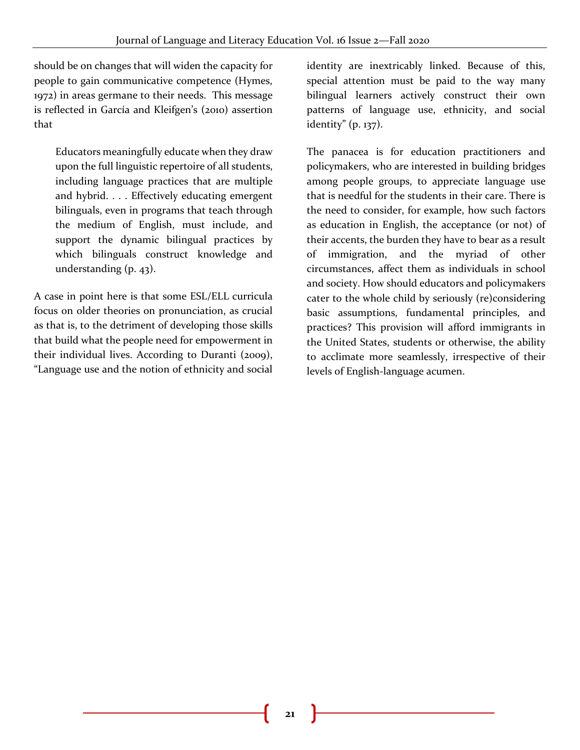should be on changes that will widen the capacity for people to gain communicative competence (Hymes, 1972) in areas germane to their needs. This message is reflected in García and Kleifgen's (2010) assertion that

> Educators meaningfully educate when they draw upon the full linguistic repertoire of all students, including language practices that are multiple and hybrid. . . . Effectively educating emergent bilinguals, even in programs that teach through the medium of English, must include, and support the dynamic bilingual practices by which bilinguals construct knowledge and understanding (p. 43).

A case in point here is that some ESL/ELL curricula focus on older theories on pronunciation, as crucial as that is, to the detriment of developing those skills that build what the people need for empowerment in their individual lives. According to Duranti (2009), "Language use and the notion of ethnicity and social identity are inextricably linked. Because of this, special attention must be paid to the way many bilingual learners actively construct their own patterns of language use, ethnicity, and social identity" (p. 137).

The panacea is for education practitioners and policymakers, who are interested in building bridges among people groups, to appreciate language use that is needful for the students in their care. There is the need to consider, for example, how such factors as education in English, the acceptance (or not) of their accents, the burden they have to bear as a result of immigration, and the myriad of other circumstances, affect them as individuals in school and society. How should educators and policymakers cater to the whole child by seriously (re)considering basic assumptions, fundamental principles, and practices? This provision will afford immigrants in the United States, students or otherwise, the ability to acclimate more seamlessly, irrespective of their levels of English-language acumen.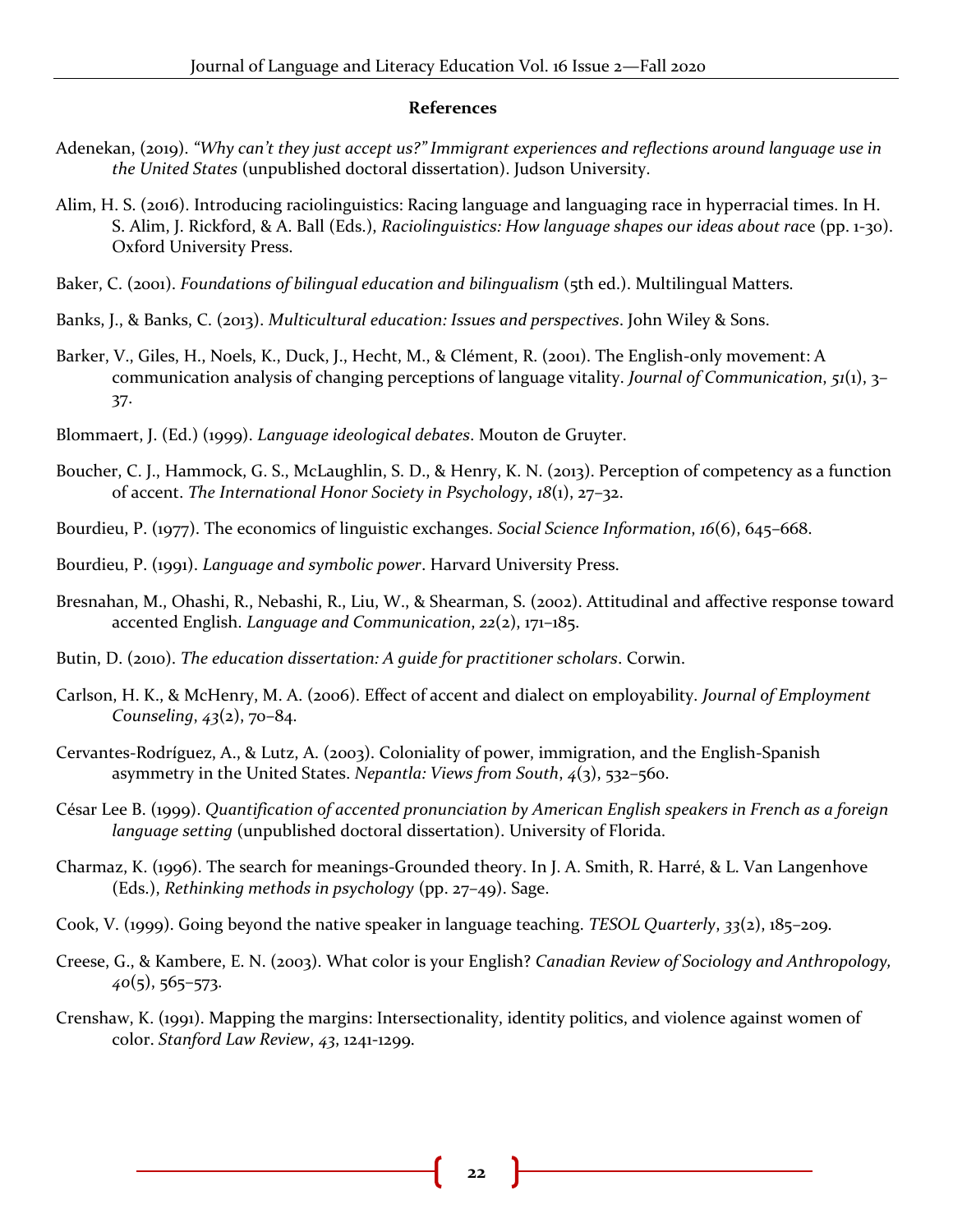**References**

Adenekan, (2019). *"Why can't they just accept us?" Immigrant experiences and reflections around language use in the United States* (unpublished doctoral dissertation). Judson University.

Alim, H. S. (2016). Introducing raciolinguistics: Racing language and languaging race in hyperracial times. In H. S. Alim, J. Rickford, & A. Ball (Eds.), *Raciolinguistics: How language shapes our ideas about race* (pp. 1-30). Oxford University Press.

Baker, C. (2001). *Foundations of bilingual education and bilingualism* (5th ed.). Multilingual Matters.

Banks, J., & Banks, C. (2013). *Multicultural education: Issues and perspectives*. John Wiley & Sons.

Barker, V., Giles, H., Noels, K., Duck, J., Hecht, M., & Clément, R. (2001). The English-only movement: A communication analysis of changing perceptions of language vitality. *Journal of Communication*, *51*(1), 3–37.

Blommaert, J. (Ed.) (1999). *Language ideological debates*. Mouton de Gruyter.

Boucher, C. J., Hammock, G. S., McLaughlin, S. D., & Henry, K. N. (2013). Perception of competency as a function of accent. *The International Honor Society in Psychology*, *18*(1), 27–32.

Bourdieu, P. (1977). The economics of linguistic exchanges. *Social Science Information*, *16*(6), 645–668.

Bourdieu, P. (1991). *Language and symbolic power*. Harvard University Press.

Bresnahan, M., Ohashi, R., Nebashi, R., Liu, W., & Shearman, S. (2002). Attitudinal and affective response toward accented English. *Language and Communication, 22*(2), 171–185.

Butin, D. (2010). *The education dissertation: A guide for practitioner scholars*. Corwin.

Carlson, H. K., & McHenry, M. A. (2006). Effect of accent and dialect on employability. *Journal of Employment Counseling*, *43*(2), 70–84.

Cervantes-Rodríguez, A., & Lutz, A. (2003). Coloniality of power, immigration, and the English-Spanish asymmetry in the United States. *Nepantla: Views from South*, *4*(3), 532–560.

César Lee B. (1999). *Quantification of accented pronunciation by American English speakers in French as a foreign language setting* (unpublished doctoral dissertation). University of Florida.

Charmaz, K. (1996). The search for meanings-Grounded theory. In J. A. Smith, R. Harré, & L. Van Langenhove (Eds.), *Rethinking methods in psychology* (pp. 27–49). Sage.

Cook, V. (1999). Going beyond the native speaker in language teaching. *TESOL Quarterly*, *33*(2), 185–209.

Creese, G., & Kambere, E. N. (2003). What color is your English? *Canadian Review of Sociology and Anthropology, 40*(5), 565–573.

Crenshaw, K. (1991). Mapping the margins: Intersectionality, identity politics, and violence against women of color. *Stanford Law Review*, *43*, 1241-1299.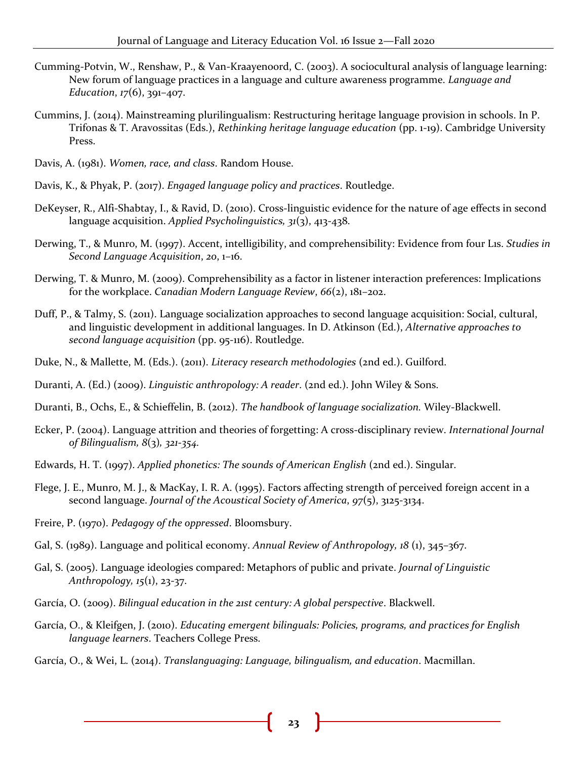Cumming-Potvin, W., Renshaw, P., & Van-Kraayenoord, C. (2003). A sociocultural analysis of language learning: New forum of language practices in a language and culture awareness programme. *Language and Education*, *17*(6), 391–407.

Cummins, J. (2014). Mainstreaming plurilingualism: Restructuring heritage language provision in schools. In P. Trifonas & T. Aravossitas (Eds.), *Rethinking heritage language education* (pp. 1-19). Cambridge University Press.

Davis, A. (1981). *Women, race, and class*. Random House.

Davis, K., & Phyak, P. (2017). *Engaged language policy and practices*. Routledge.

DeKeyser, R., Alfi-Shabtay, I., & Ravid, D. (2010). Cross-linguistic evidence for the nature of age effects in second language acquisition. *Applied Psycholinguistics, 31*(3), 413-438.

Derwing, T., & Munro, M. (1997). Accent, intelligibility, and comprehensibility: Evidence from four L1s. *Studies in Second Language Acquisition*, *20*, 1–16.

Derwing, T. & Munro, M. (2009). Comprehensibility as a factor in listener interaction preferences: Implications for the workplace. *Canadian Modern Language Review*, *66*(2), 181–202.

Duff, P., & Talmy, S. (2011). Language socialization approaches to second language acquisition: Social, cultural, and linguistic development in additional languages. In D. Atkinson (Ed.), *Alternative approaches to second language acquisition* (pp. 95-116). Routledge.

Duke, N., & Mallette, M. (Eds.). (2011). *Literacy research methodologies* (2nd ed.). Guilford.

Duranti, A. (Ed.) (2009). *Linguistic anthropology: A reader*. (2nd ed.). John Wiley & Sons.

Duranti, B., Ochs, E., & Schieffelin, B. (2012). *The handbook of language socialization.* Wiley-Blackwell.

Ecker, P. (2004). Language attrition and theories of forgetting: A cross-disciplinary review. *International Journal of Bilingualism, 8*(3)*, 321-354.*

Edwards, H. T. (1997). *Applied phonetics: The sounds of American English* (2nd ed.). Singular.

Flege, J. E., Munro, M. J., & MacKay, I. R. A. (1995). Factors affecting strength of perceived foreign accent in a second language. *Journal of the Acoustical Society of America*, *97*(5), 3125-3134.

Freire, P. (1970). *Pedagogy of the oppressed*. Bloomsbury.

Gal, S. (1989). Language and political economy. *Annual Review of Anthropology, 18* (1), 345–367.

Gal, S. (2005). Language ideologies compared: Metaphors of public and private. *Journal of Linguistic Anthropology, 15*(1), 23-37.

García, O. (2009). *Bilingual education in the 21st century: A global perspective*. Blackwell.

García, O., & Kleifgen, J. (2010). *Educating emergent bilinguals: Policies, programs, and practices for English language learners*. Teachers College Press.

García, O., & Wei, L. (2014). *Translanguaging: Language, bilingualism, and education*. Macmillan.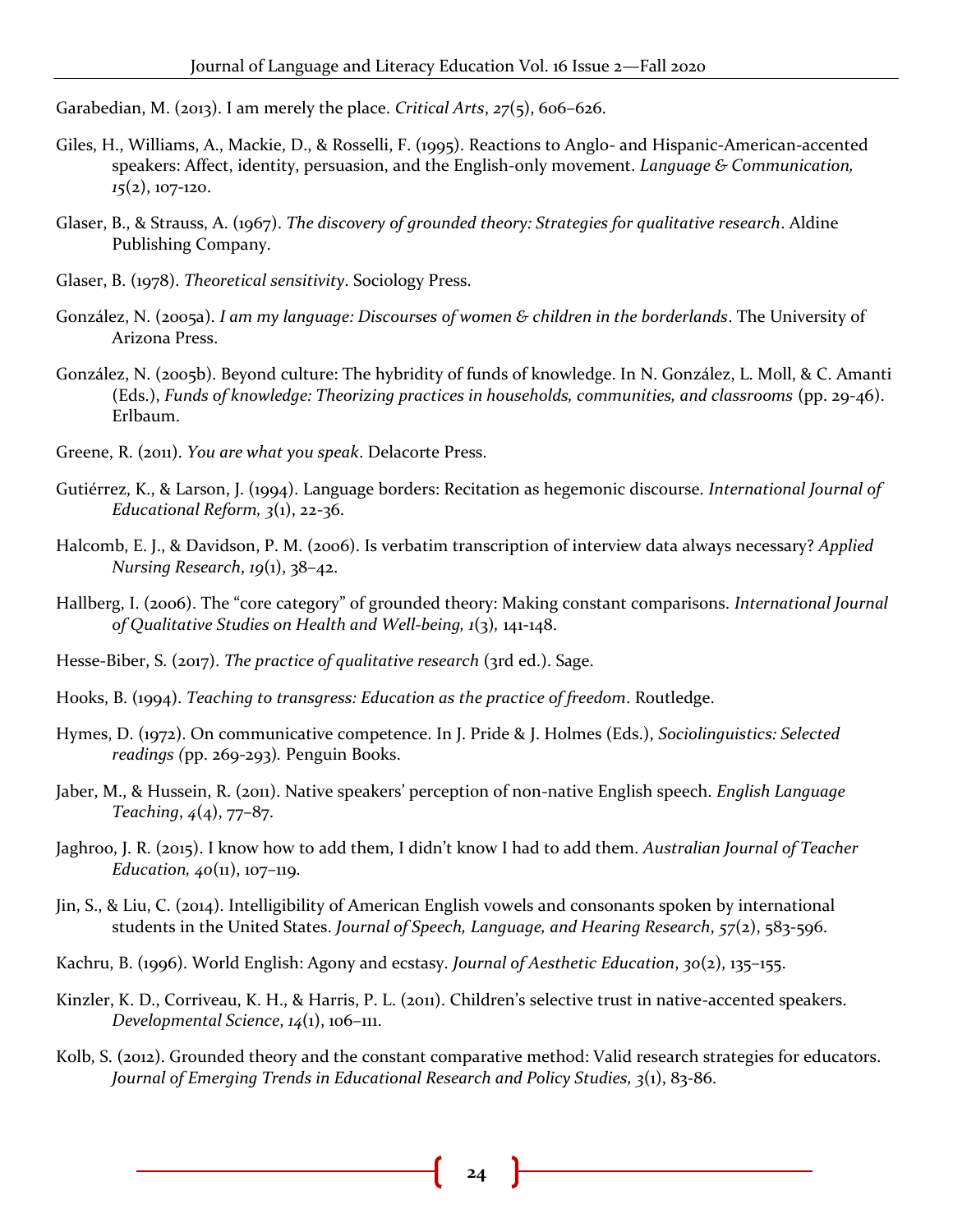Garabedian, M. (2013). I am merely the place. *Critical Arts*, *27*(5), 606–626.

Giles, H., Williams, A., Mackie, D., & Rosselli, F. (1995). Reactions to Anglo- and Hispanic-American-accented speakers: Affect, identity, persuasion, and the English-only movement. *Language & Communication, 15*(2), 107-120.

Glaser, B., & Strauss, A. (1967). *The discovery of grounded theory: Strategies for qualitative research*. Aldine Publishing Company.

Glaser, B. (1978). *Theoretical sensitivity*. Sociology Press.

González, N. (2005a). *I am my language: Discourses of women & children in the borderlands*. The University of Arizona Press.

González, N. (2005b). Beyond culture: The hybridity of funds of knowledge. In N. González, L. Moll, & C. Amanti (Eds.), *Funds of knowledge: Theorizing practices in households, communities, and classrooms* (pp. 29-46). Erlbaum.

Greene, R. (2011). *You are what you speak*. Delacorte Press.

Gutiérrez, K., & Larson, J. (1994). Language borders: Recitation as hegemonic discourse. *International Journal of Educational Reform, 3*(1), 22-36.

Halcomb, E. J., & Davidson, P. M. (2006). Is verbatim transcription of interview data always necessary? *Applied Nursing Research*, *19*(1), 38–42.

Hallberg, I. (2006). The "core category" of grounded theory: Making constant comparisons. *International Journal of Qualitative Studies on Health and Well-being, 1*(3), 141-148.

Hesse-Biber, S. (2017). *The practice of qualitative research* (3rd ed.). Sage.

Hooks, B. (1994). *Teaching to transgress: Education as the practice of freedom*. Routledge.

Hymes, D. (1972). On communicative competence. In J. Pride & J. Holmes (Eds.), *Sociolinguistics: Selected readings (*pp. 269-293). Penguin Books.

Jaber, M., & Hussein, R. (2011). Native speakers' perception of non-native English speech. *English Language Teaching*, *4*(4), 77–87.

Jaghroo, J. R. (2015). I know how to add them, I didn't know I had to add them. *Australian Journal of Teacher Education, 40*(11), 107–119.

Jin, S., & Liu, C. (2014). Intelligibility of American English vowels and consonants spoken by international students in the United States. *Journal of Speech, Language, and Hearing Research*, *57*(2), 583-596.

Kachru, B. (1996). World English: Agony and ecstasy. *Journal of Aesthetic Education*, *30*(2), 135–155.

Kinzler, K. D., Corriveau, K. H., & Harris, P. L. (2011). Children's selective trust in native-accented speakers. *Developmental Science*, *14*(1), 106–111.

Kolb, S. (2012). Grounded theory and the constant comparative method: Valid research strategies for educators. *Journal of Emerging Trends in Educational Research and Policy Studies, 3*(1), 83-86.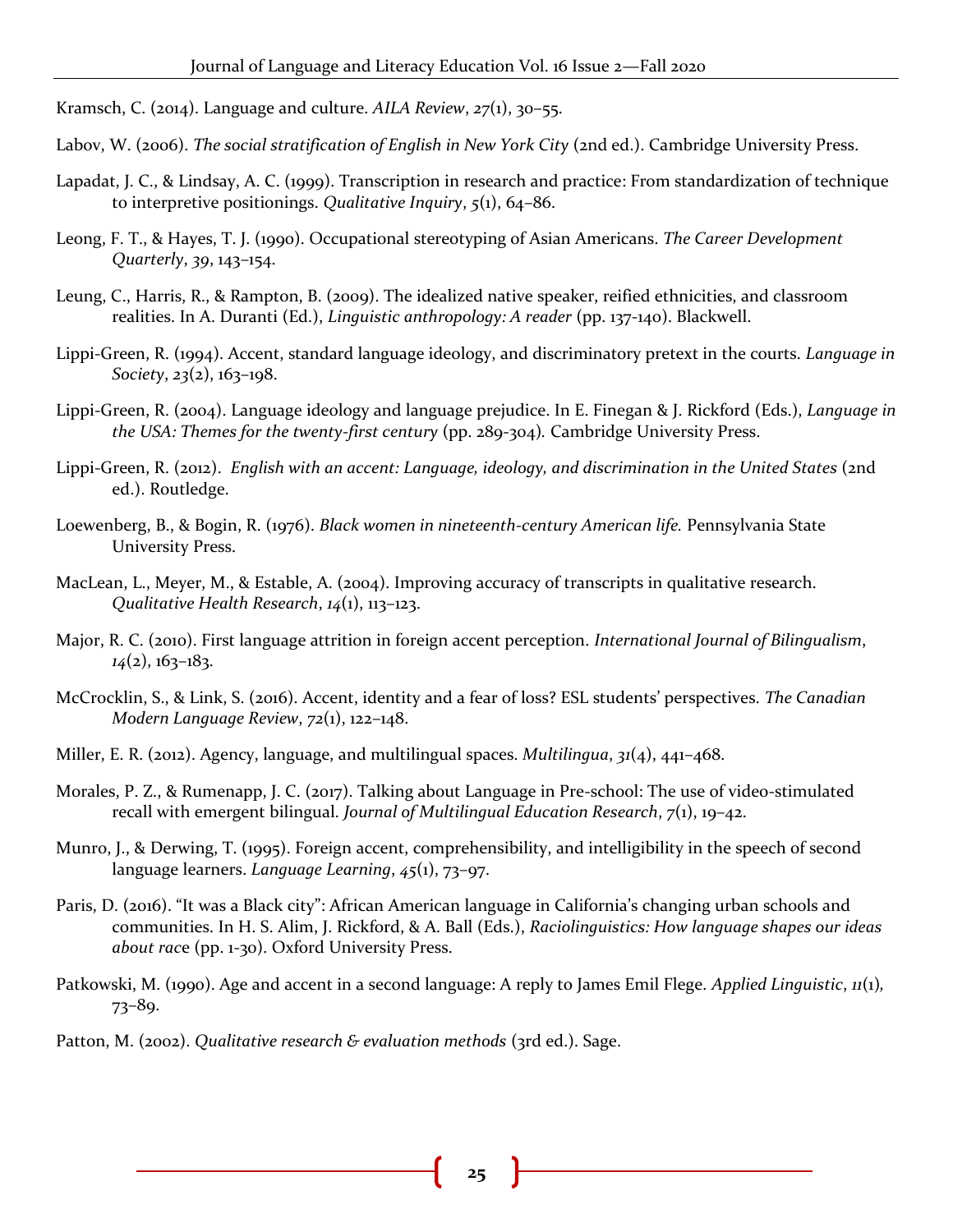Kramsch, C. (2014). Language and culture. *AILA Review*, *27*(1), 30–55.

Labov, W. (2006). *The social stratification of English in New York City* (2nd ed.). Cambridge University Press.

Lapadat, J. C., & Lindsay, A. C. (1999). Transcription in research and practice: From standardization of technique to interpretive positionings. *Qualitative Inquiry*, *5*(1), 64–86.

Leong, F. T., & Hayes, T. J. (1990). Occupational stereotyping of Asian Americans. *The Career Development Quarterly*, *39*, 143–154.

Leung, C., Harris, R., & Rampton, B. (2009). The idealized native speaker, reified ethnicities, and classroom realities. In A. Duranti (Ed.), *Linguistic anthropology: A reader* (pp. 137-140). Blackwell.

Lippi-Green, R. (1994). Accent, standard language ideology, and discriminatory pretext in the courts. *Language in Society*, *23*(2), 163–198.

Lippi-Green, R. (2004). Language ideology and language prejudice. In E. Finegan & J. Rickford (Eds.), *Language in the USA: Themes for the twenty-first century* (pp. 289-304). Cambridge University Press.

Lippi-Green, R. (2012). *English with an accent: Language, ideology, and discrimination in the United States* (2nd ed.). Routledge.

Loewenberg, B., & Bogin, R. (1976). *Black women in nineteenth-century American life.* Pennsylvania State University Press.

MacLean, L., Meyer, M., & Estable, A. (2004). Improving accuracy of transcripts in qualitative research. *Qualitative Health Research*, *14*(1), 113–123.

Major, R. C. (2010). First language attrition in foreign accent perception. *International Journal of Bilingualism*, *14*(2), 163–183.

McCrocklin, S., & Link, S. (2016). Accent, identity and a fear of loss? ESL students' perspectives. *The Canadian Modern Language Review*, *72*(1), 122–148.

Miller, E. R. (2012). Agency, language, and multilingual spaces. *Multilingua*, *31*(4), 441–468.

Morales, P. Z., & Rumenapp, J. C. (2017). Talking about Language in Pre-school: The use of video-stimulated recall with emergent bilingual. *Journal of Multilingual Education Research*, *7*(1), 19–42.

Munro, J., & Derwing, T. (1995). Foreign accent, comprehensibility, and intelligibility in the speech of second language learners. *Language Learning*, *45*(1), 73–97.

Paris, D. (2016). "It was a Black city": African American language in California's changing urban schools and communities. In H. S. Alim, J. Rickford, & A. Ball (Eds.), *Raciolinguistics: How language shapes our ideas about race* (pp. 1-30). Oxford University Press.

Patkowski, M. (1990). Age and accent in a second language: A reply to James Emil Flege. *Applied Linguistic*, *11*(1), 73–89.

Patton, M. (2002). *Qualitative research & evaluation methods* (3rd ed.). Sage.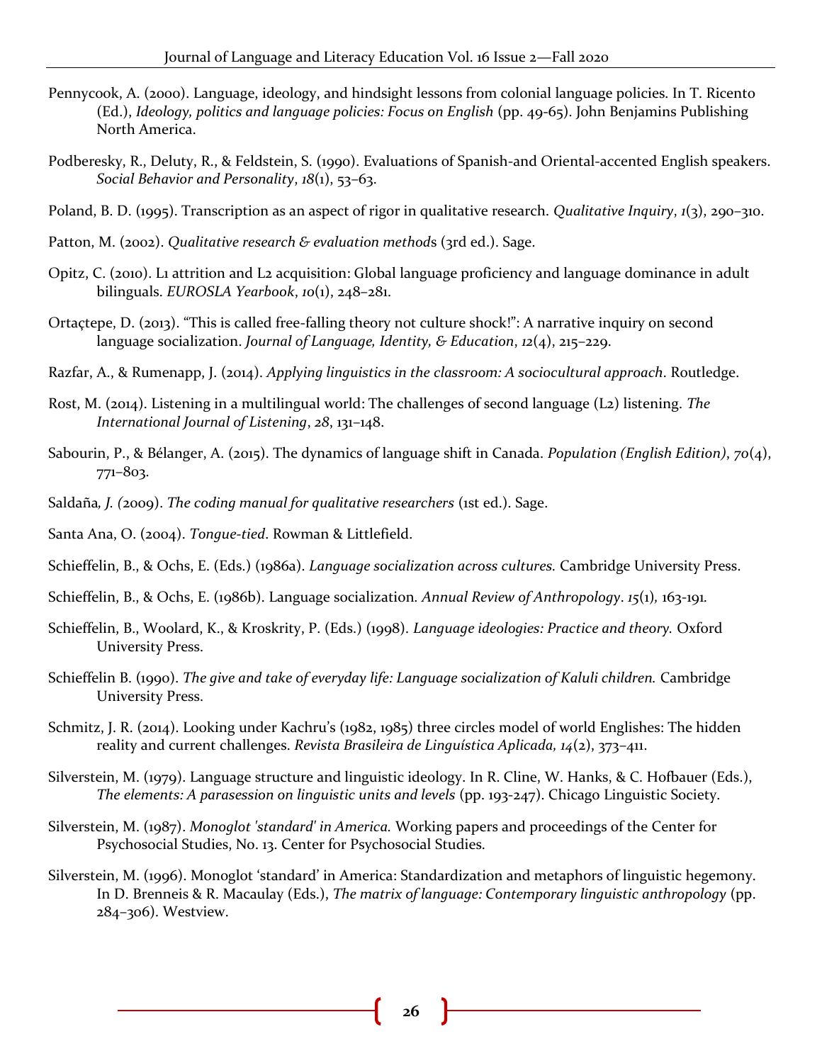Pennycook, A. (2000). Language, ideology, and hindsight lessons from colonial language policies. In T. Ricento (Ed.), *Ideology, politics and language policies: Focus on English* (pp. 49-65). John Benjamins Publishing North America.

Podberesky, R., Deluty, R., & Feldstein, S. (1990). Evaluations of Spanish-and Oriental-accented English speakers. *Social Behavior and Personality*, *18*(1), 53–63.

Poland, B. D. (1995). Transcription as an aspect of rigor in qualitative research. *Qualitative Inquiry*, *1*(3), 290–310.

Patton, M. (2002). *Qualitative research & evaluation methods* (3rd ed.). Sage.

Opitz, C. (2010). L1 attrition and L2 acquisition: Global language proficiency and language dominance in adult bilinguals. *EUROSLA Yearbook*, *10*(1), 248–281.

Ortaçtepe, D. (2013). "This is called free-falling theory not culture shock!": A narrative inquiry on second language socialization. *Journal of Language, Identity, & Education*, *12*(4), 215–229.

Razfar, A., & Rumenapp, J. (2014). *Applying linguistics in the classroom: A sociocultural approach*. Routledge.

Rost, M. (2014). Listening in a multilingual world: The challenges of second language (L2) listening. *The International Journal of Listening*, *28*, 131–148.

Sabourin, P., & Bélanger, A. (2015). The dynamics of language shift in Canada. *Population (English Edition)*, *70*(4), 771–803.

Saldaña*, J. (*2009). *The coding manual for qualitative researchers* (1st ed.). Sage.

Santa Ana, O. (2004). *Tongue-tied*. Rowman & Littlefield.

Schieffelin, B., & Ochs, E. (Eds.) (1986a). *Language socialization across cultures.* Cambridge University Press.

Schieffelin, B., & Ochs, E. (1986b). Language socialization. *Annual Review of Anthropology*. *15*(1)*,* 163-191.

Schieffelin, B., Woolard, K., & Kroskrity, P. (Eds.) (1998). *Language ideologies: Practice and theory.* Oxford University Press.

Schieffelin B. (1990). *The give and take of everyday life: Language socialization of Kaluli children.* Cambridge University Press.

Schmitz, J. R. (2014). Looking under Kachru's (1982, 1985) three circles model of world Englishes: The hidden reality and current challenges. *Revista Brasileira de Linguística Aplicada, 14*(2), 373–411.

Silverstein, M. (1979). Language structure and linguistic ideology. In R. Cline, W. Hanks, & C. Hofbauer (Eds.), *The elements: A parasession on linguistic units and levels* (pp. 193-247). Chicago Linguistic Society.

Silverstein, M. (1987). *Monoglot 'standard' in America.* Working papers and proceedings of the Center for Psychosocial Studies, No. 13. Center for Psychosocial Studies.

Silverstein, M. (1996). Monoglot 'standard' in America: Standardization and metaphors of linguistic hegemony. In D. Brenneis & R. Macaulay (Eds.), *The matrix of language: Contemporary linguistic anthropology* (pp. 284–306). Westview.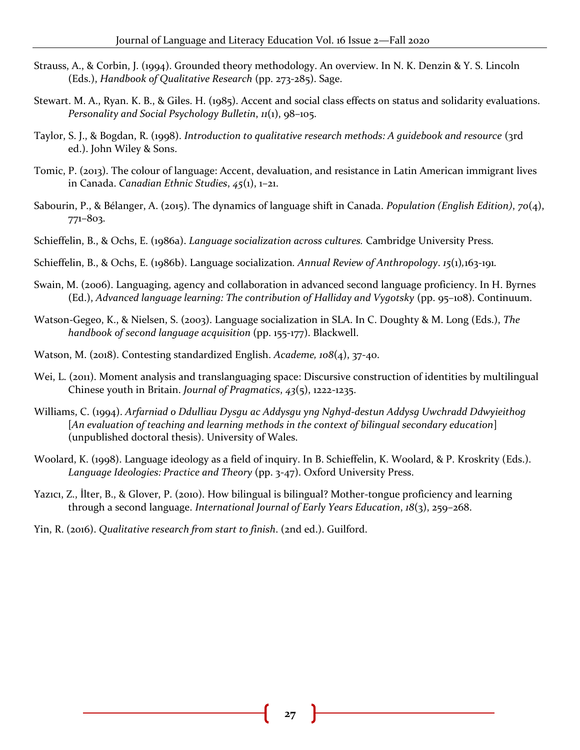Strauss, A., & Corbin, J. (1994). Grounded theory methodology. An overview. In N. K. Denzin & Y. S. Lincoln (Eds.), *Handbook of Qualitative Research* (pp. 273-285). Sage.

Stewart. M. A., Ryan. K. B., & Giles. H. (1985). Accent and social class effects on status and solidarity evaluations. *Personality and Social Psychology Bulletin*, *11*(1), 98–105.

Taylor, S. J., & Bogdan, R. (1998). *Introduction to qualitative research methods: A guidebook and resource* (3rd ed.). John Wiley & Sons.

Tomic, P. (2013). The colour of language: Accent, devaluation, and resistance in Latin American immigrant lives in Canada. *Canadian Ethnic Studies*, *45*(1), 1–21.

Sabourin, P., & Bélanger, A. (2015). The dynamics of language shift in Canada. *Population (English Edition)*, *70*(4), 771–803.

Schieffelin, B., & Ochs, E. (1986a). *Language socialization across cultures.* Cambridge University Press.

Schieffelin, B., & Ochs, E. (1986b). Language socialization. *Annual Review of Anthropology*. *15*(1),163-191.

Swain, M. (2006). Languaging, agency and collaboration in advanced second language proficiency. In H. Byrnes (Ed.), *Advanced language learning: The contribution of Halliday and Vygotsky* (pp. 95–108). Continuum.

Watson-Gegeo, K., & Nielsen, S. (2003). Language socialization in SLA. In C. Doughty & M. Long (Eds.), *The handbook of second language acquisition* (pp. 155-177). Blackwell.

Watson, M. (2018). Contesting standardized English. *Academe, 108*(4), 37-40.

Wei, L. (2011). Moment analysis and translanguaging space: Discursive construction of identities by multilingual Chinese youth in Britain. *Journal of Pragmatics*, *43*(5), 1222-1235.

Williams, C. (1994). *Arfarniad o Ddulliau Dysgu ac Addysgu yng Nghyd-destun Addysg Uwchradd Ddwyieithog* [*An evaluation of teaching and learning methods in the context of bilingual secondary education*] (unpublished doctoral thesis). University of Wales.

Woolard, K. (1998). Language ideology as a field of inquiry. In B. Schieffelin, K. Woolard, & P. Kroskrity (Eds.). *Language Ideologies: Practice and Theory* (pp. 3-47). Oxford University Press.

Yazıcı, Z., İlter, B., & Glover, P. (2010). How bilingual is bilingual? Mother-tongue proficiency and learning through a second language. *International Journal of Early Years Education*, *18*(3), 259–268.

Yin, R. (2016). *Qualitative research from start to finish*. (2nd ed.). Guilford.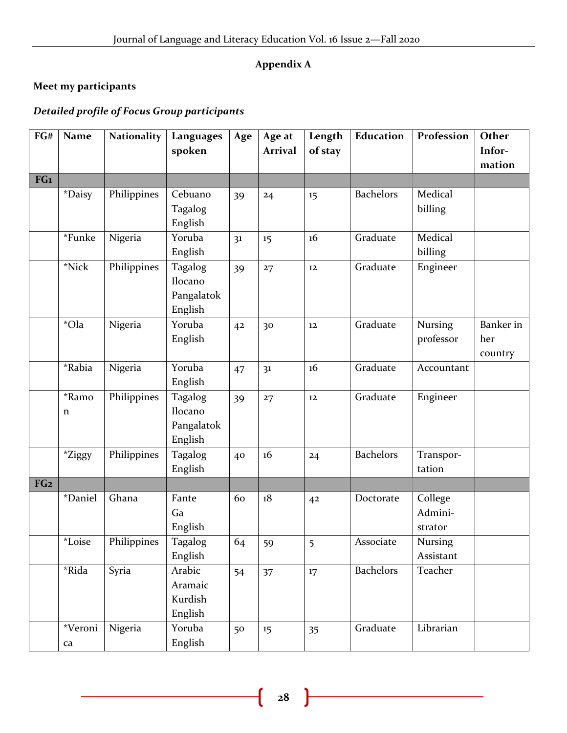## Appendix A

**Meet my participants**

*Detailed profile of Focus Group participants*

| FG# | Name | Nationality | Languages spoken | Age | Age at Arrival | Length of stay | Education | Profession | Other Information |
|---|---|---|---|---|---|---|---|---|---|
| FG1 | | | | | | | | | |
| | *Daisy | Philippines | Cebuano Tagalog English | 39 | 24 | 15 | Bachelors | Medical billing | |
| | *Funke | Nigeria | Yoruba English | 31 | 15 | 16 | Graduate | Medical billing | |
| | *Nick | Philippines | Tagalog Ilocano Pangalatok English | 39 | 27 | 12 | Graduate | Engineer | |
| | *Ola | Nigeria | Yoruba English | 42 | 30 | 12 | Graduate | Nursing professor | Banker in her country |
| | *Rabia | Nigeria | Yoruba English | 47 | 31 | 16 | Graduate | Accountant | |
| | *Ramon | Philippines | Tagalog Ilocano Pangalatok English | 39 | 27 | 12 | Graduate | Engineer | |
| | *Ziggy | Philippines | Tagalog English | 40 | 16 | 24 | Bachelors | Transportation | |
| FG2 | | | | | | | | | |
| | *Daniel | Ghana | Fante Ga English | 60 | 18 | 42 | Doctorate | College Administrator | |
| | *Loise | Philippines | Tagalog English | 64 | 59 | 5 | Associate | Nursing Assistant | |
| | *Rida | Syria | Arabic Aramaic Kurdish English | 54 | 37 | 17 | Bachelors | Teacher | |
| | *Veronica | Nigeria | Yoruba English | 50 | 15 | 35 | Graduate | Librarian | |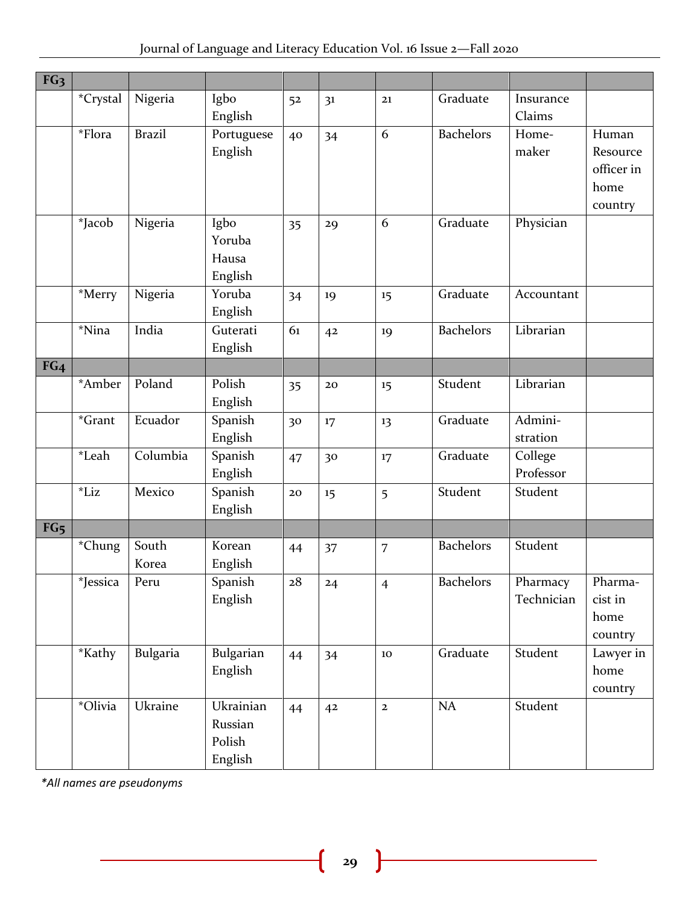| FG3 | | | | | | | | | |
|---|---|---|---|---|---|---|---|---|---|
| | *Crystal | Nigeria | Igbo English | 52 | 31 | 21 | Graduate | Insurance Claims | |
| | *Flora | Brazil | Portuguese English | 40 | 34 | 6 | Bachelors | Home-maker | Human Resource officer in home country |
| | *Jacob | Nigeria | Igbo Yoruba Hausa English | 35 | 29 | 6 | Graduate | Physician | |
| | *Merry | Nigeria | Yoruba English | 34 | 19 | 15 | Graduate | Accountant | |
| | *Nina | India | Guterati English | 61 | 42 | 19 | Bachelors | Librarian | |
| **FG4** | | | | | | | | | |
| | *Amber | Poland | Polish English | 35 | 20 | 15 | Student | Librarian | |
| | *Grant | Ecuador | Spanish English | 30 | 17 | 13 | Graduate | Admini-stration | |
| | *Leah | Columbia | Spanish English | 47 | 30 | 17 | Graduate | College Professor | |
| | *Liz | Mexico | Spanish English | 20 | 15 | 5 | Student | Student | |
| **FG5** | | | | | | | | | |
| | *Chung | South Korea | Korean English | 44 | 37 | 7 | Bachelors | Student | |
| | *Jessica | Peru | Spanish English | 28 | 24 | 4 | Bachelors | Pharmacy Technician | Pharma-cist in home country |
| | *Kathy | Bulgaria | Bulgarian English | 44 | 34 | 10 | Graduate | Student | Lawyer in home country |
| | *Olivia | Ukraine | Ukrainian Russian Polish English | 44 | 42 | 2 | NA | Student | |

*\*All names are pseudonyms*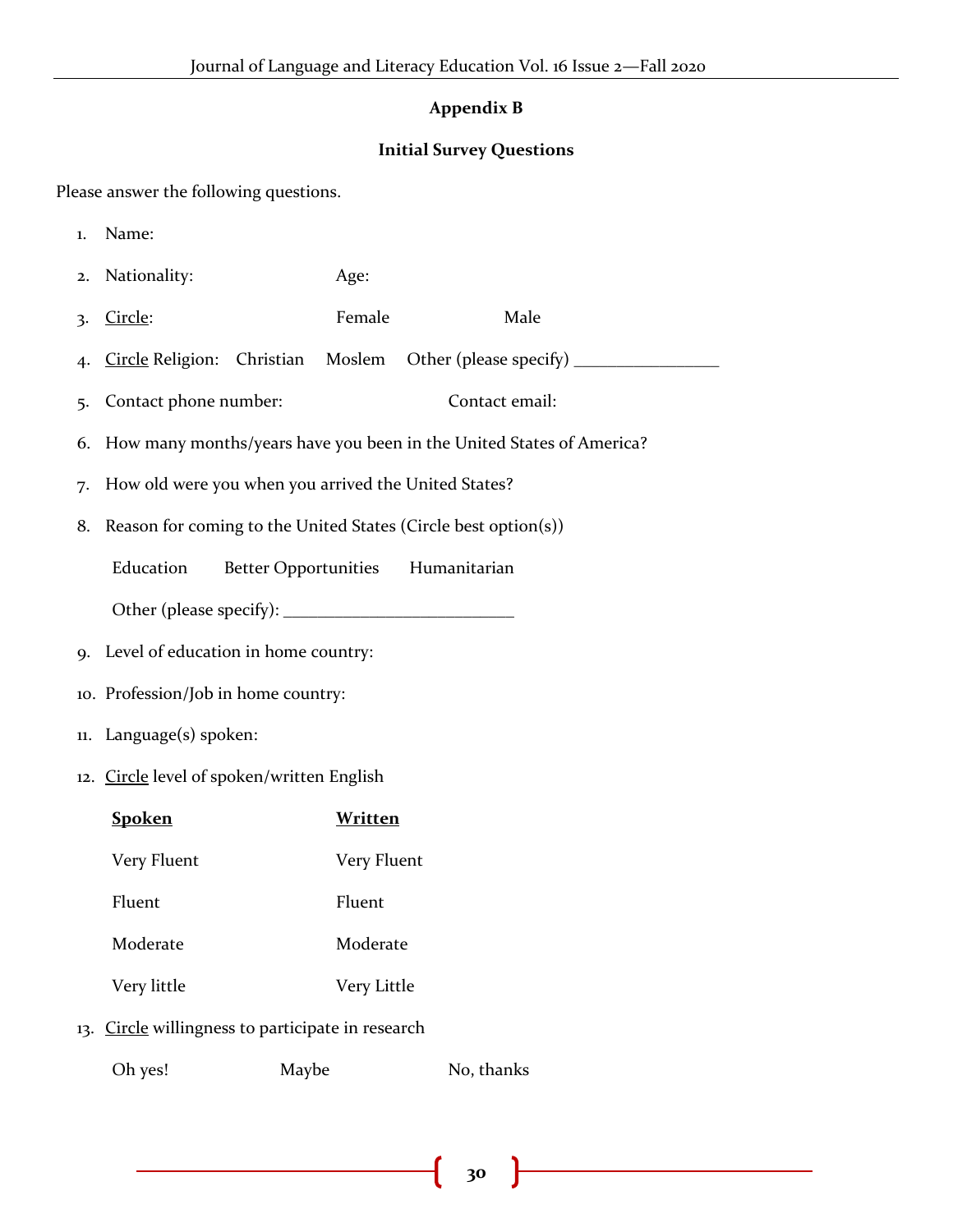## Appendix B

### Initial Survey Questions

Please answer the following questions.

1. Name:
2. Nationality: Age:
3. <u>Circle</u>: Female Male
4. <u>Circle</u> Religion: Christian Moslem Other (please specify) ________________
5. Contact phone number: Contact email:
6. How many months/years have you been in the United States of America?
7. How old were you when you arrived the United States?
8. Reason for coming to the United States (Circle best option(s))

   Education Better Opportunities Humanitarian

   Other (please specify): _________________________
9. Level of education in home country:
10. Profession/Job in home country:
11. Language(s) spoken:
12. <u>Circle</u> level of spoken/written English

| **Spoken** | **Written** |
|---|---|
| Very Fluent | Very Fluent |
| Fluent | Fluent |
| Moderate | Moderate |
| Very little | Very Little |

13. <u>Circle</u> willingness to participate in research

    Oh yes! Maybe No, thanks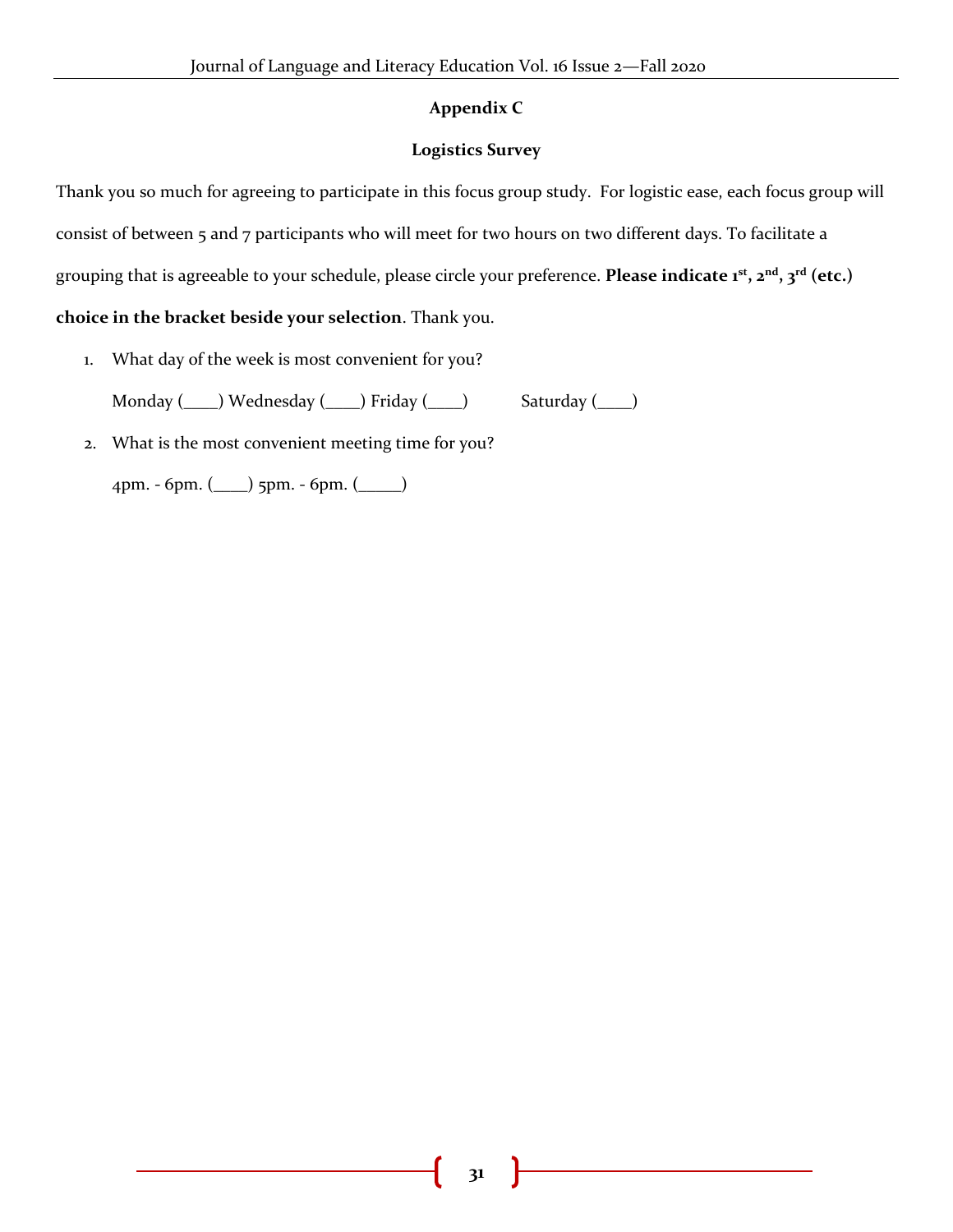## Appendix C

### Logistics Survey

Thank you so much for agreeing to participate in this focus group study. For logistic ease, each focus group will consist of between 5 and 7 participants who will meet for two hours on two different days. To facilitate a grouping that is agreeable to your schedule, please circle your preference. **Please indicate 1st, 2nd, 3rd (etc.) choice in the bracket beside your selection**. Thank you.

1. What day of the week is most convenient for you?

   Monday (____) Wednesday (____) Friday (____) Saturday (____)

2. What is the most convenient meeting time for you?

   4pm. - 6pm. (____) 5pm. - 6pm. (_____)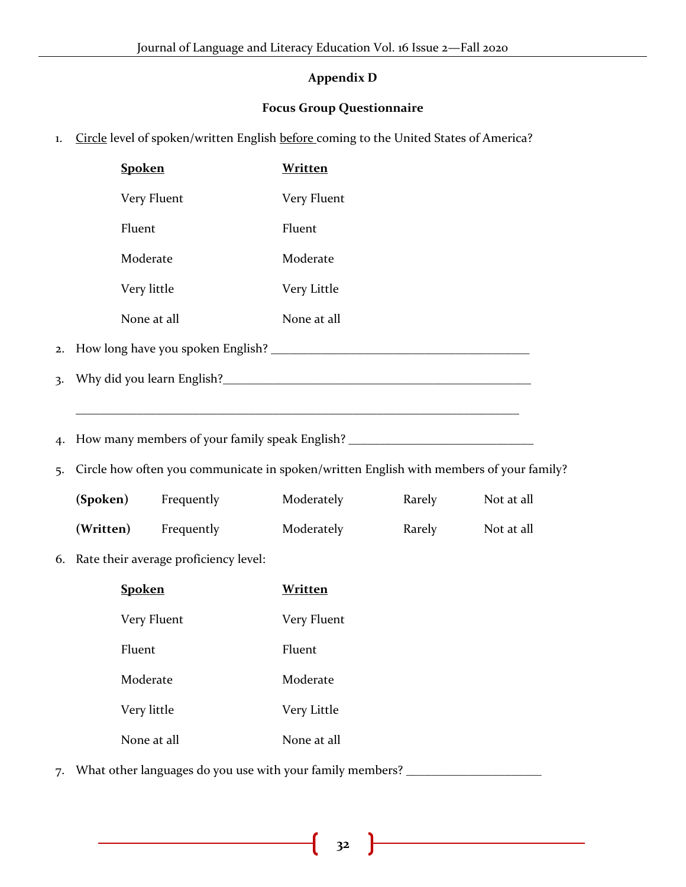## Appendix D

### Focus Group Questionnaire

1. Circle level of spoken/written English before coming to the United States of America?

| **Spoken** | **Written** |
|---|---|
| Very Fluent | Very Fluent |
| Fluent | Fluent |
| Moderate | Moderate |
| Very little | Very Little |
| None at all | None at all |

2. How long have you spoken English? ________________________________________

3. Why did you learn English?______________________________________________

   ______________________________________________________________________

4. How many members of your family speak English? ____________________________

5. Circle how often you communicate in spoken/written English with members of your family?

| | | | | |
|---|---|---|---|---|
| **(Spoken)** | Frequently | Moderately | Rarely | Not at all |
| **(Written)** | Frequently | Moderately | Rarely | Not at all |

6. Rate their average proficiency level:

| **Spoken** | **Written** |
|---|---|
| Very Fluent | Very Fluent |
| Fluent | Fluent |
| Moderate | Moderate |
| Very little | Very Little |
| None at all | None at all |

7. What other languages do you use with your family members? _____________________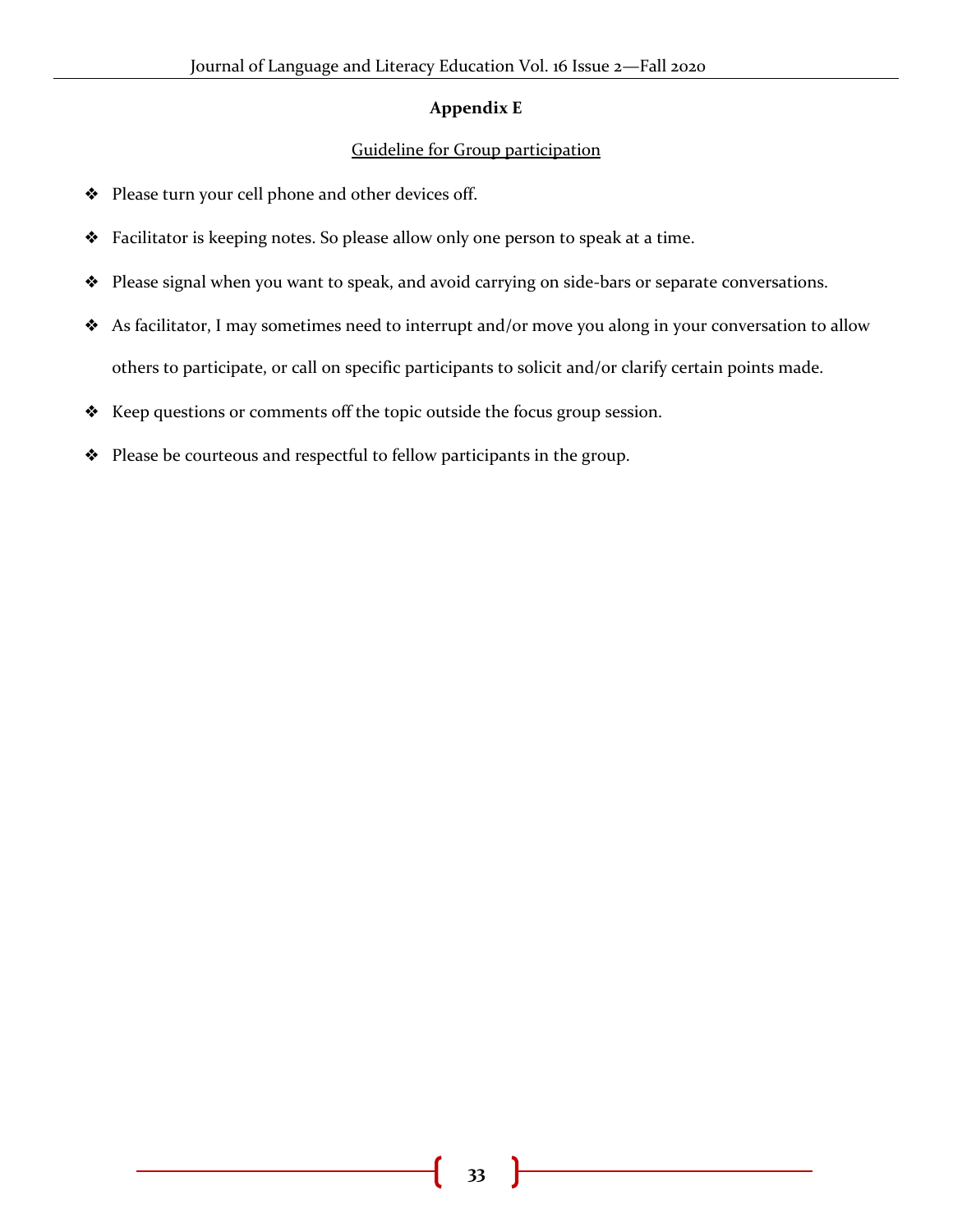## Appendix E

Guideline for Group participation

- Please turn your cell phone and other devices off.
- Facilitator is keeping notes. So please allow only one person to speak at a time.
- Please signal when you want to speak, and avoid carrying on side-bars or separate conversations.
- As facilitator, I may sometimes need to interrupt and/or move you along in your conversation to allow others to participate, or call on specific participants to solicit and/or clarify certain points made.
- Keep questions or comments off the topic outside the focus group session.
- Please be courteous and respectful to fellow participants in the group.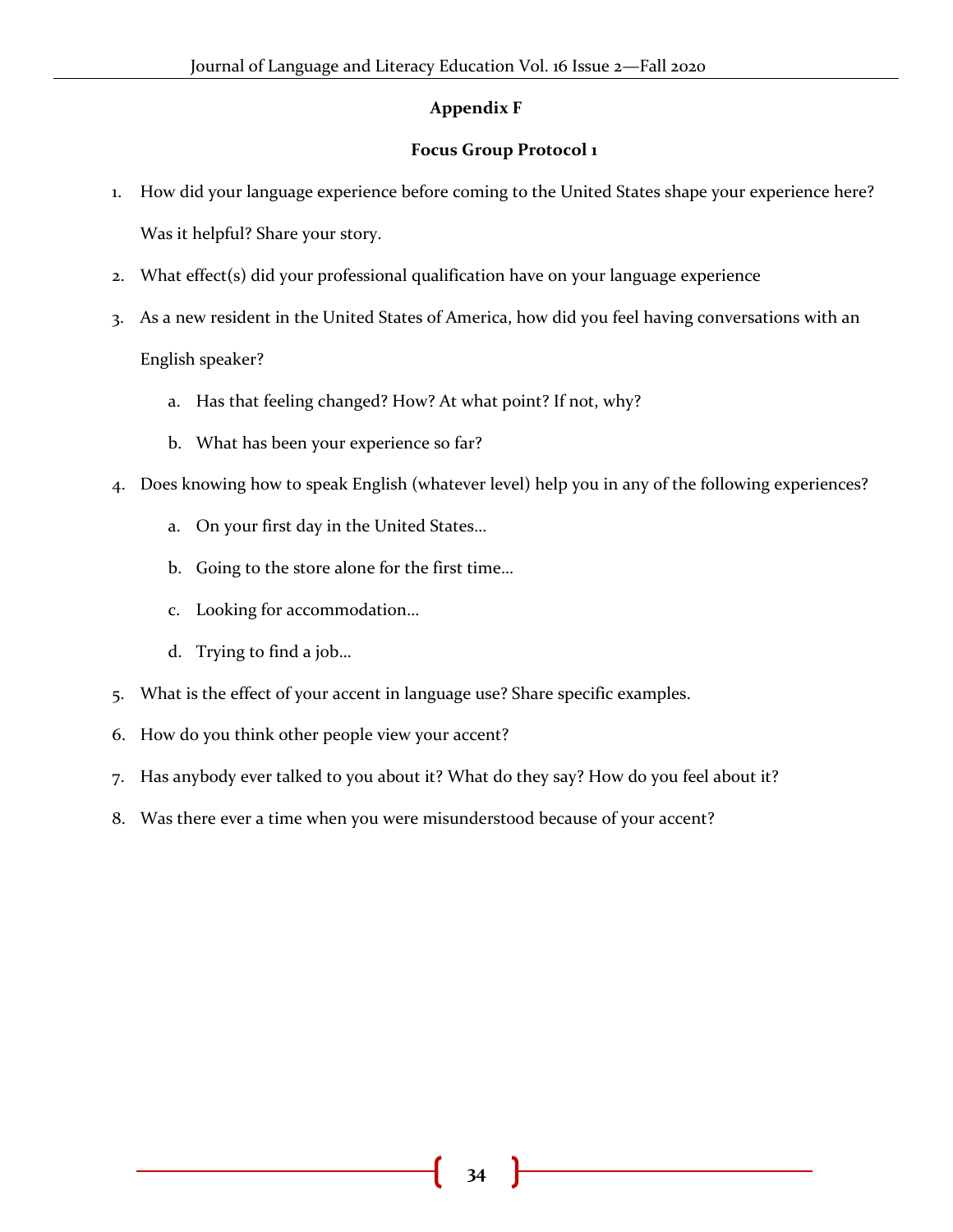## Appendix F

### Focus Group Protocol 1

1. How did your language experience before coming to the United States shape your experience here? Was it helpful? Share your story.
2. What effect(s) did your professional qualification have on your language experience
3. As a new resident in the United States of America, how did you feel having conversations with an English speaker?
    a. Has that feeling changed? How? At what point? If not, why?
    b. What has been your experience so far?
4. Does knowing how to speak English (whatever level) help you in any of the following experiences?
    a. On your first day in the United States…
    b. Going to the store alone for the first time…
    c. Looking for accommodation…
    d. Trying to find a job…
5. What is the effect of your accent in language use? Share specific examples.
6. How do you think other people view your accent?
7. Has anybody ever talked to you about it? What do they say? How do you feel about it?
8. Was there ever a time when you were misunderstood because of your accent?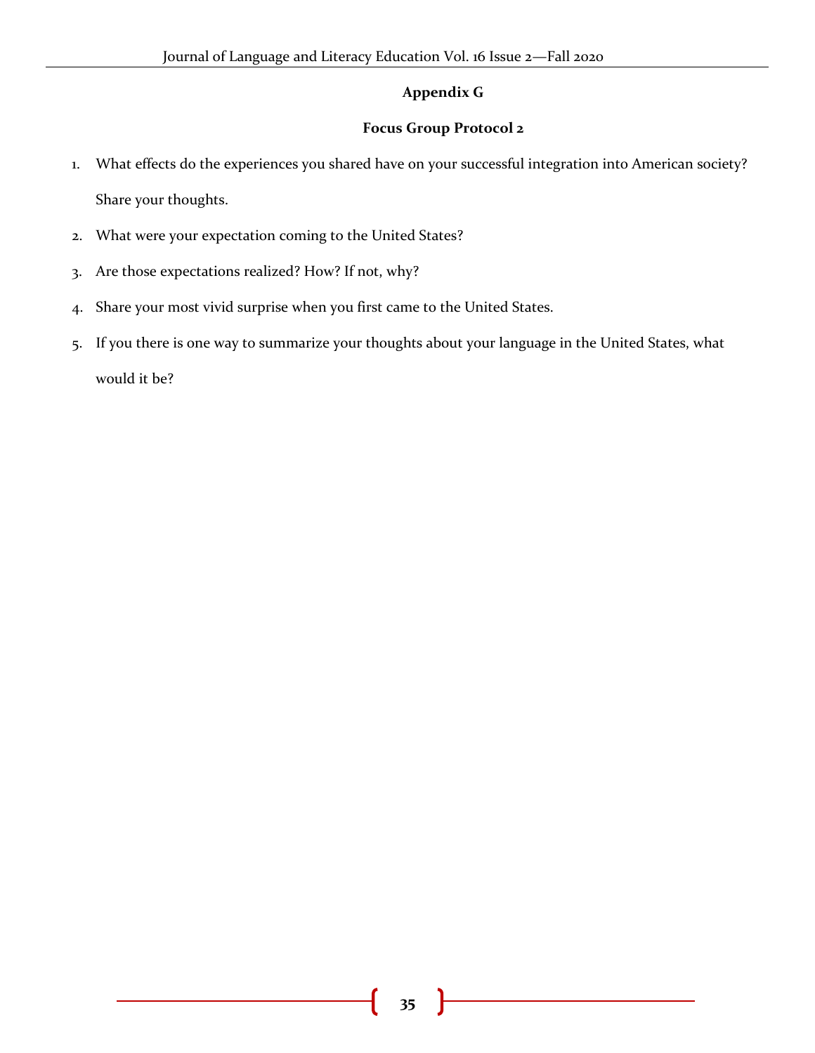## Appendix G

### Focus Group Protocol 2

1. What effects do the experiences you shared have on your successful integration into American society? Share your thoughts.
2. What were your expectation coming to the United States?
3. Are those expectations realized? How? If not, why?
4. Share your most vivid surprise when you first came to the United States.
5. If you there is one way to summarize your thoughts about your language in the United States, what would it be?